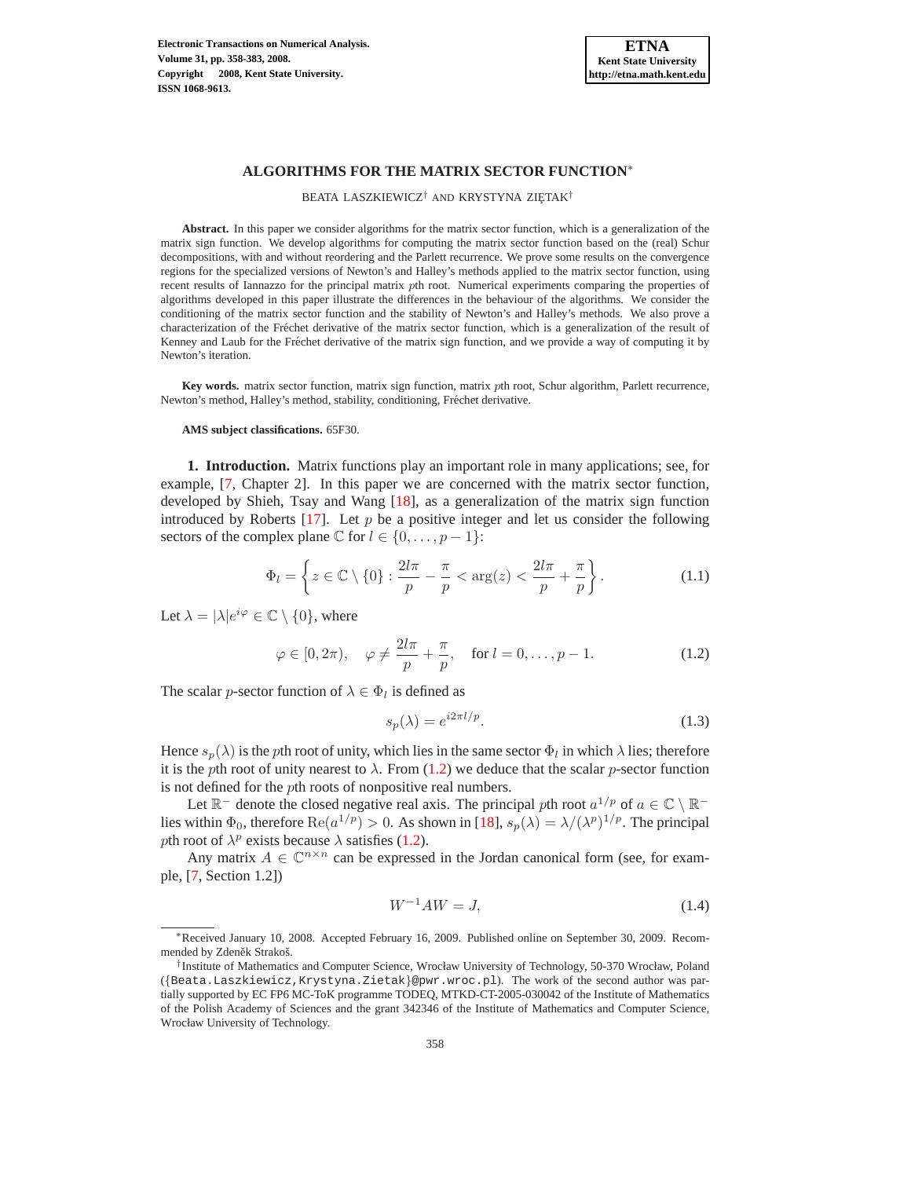# ALGORITHMS FOR THE MATRIX SECTOR FUNCTION*

BEATA LASZKIEWICZ† AND KRYSTYNA ZIĘTAK†

**Abstract.** In this paper we consider algorithms for the matrix sector function, which is a generalization of the matrix sign function. We develop algorithms for computing the matrix sector function based on the (real) Schur decompositions, with and without reordering and the Parlett recurrence. We prove some results on the convergence regions for the specialized versions of Newton's and Halley's methods applied to the matrix sector function, using recent results of Iannazzo for the principal matrix $p$th root. Numerical experiments comparing the properties of algorithms developed in this paper illustrate the differences in the behaviour of the algorithms. We consider the conditioning of the matrix sector function and the stability of Newton's and Halley's methods. We also prove a characterization of the Fréchet derivative of the matrix sector function, which is a generalization of the result of Kenney and Laub for the Fréchet derivative of the matrix sign function, and we provide a way of computing it by Newton's iteration.

**Key words.** matrix sector function, matrix sign function, matrix $p$th root, Schur algorithm, Parlett recurrence, Newton's method, Halley's method, stability, conditioning, Fréchet derivative.

**AMS subject classifications.** 65F30.

**1. Introduction.** Matrix functions play an important role in many applications; see, for example, [7, Chapter 2]. In this paper we are concerned with the matrix sector function, developed by Shieh, Tsay and Wang [18], as a generalization of the matrix sign function introduced by Roberts [17]. Let $p$ be a positive integer and let us consider the following sectors of the complex plane $\mathbb{C}$ for $l \in \{0, \dots, p-1\}$:

$$\Phi_l = \left\{ z \in \mathbb{C} \setminus \{0\} : \frac{2l\pi}{p} - \frac{\pi}{p} < \arg(z) < \frac{2l\pi}{p} + \frac{\pi}{p} \right\}. \tag{1.1}$$

Let $\lambda = |\lambda| e^{i\varphi} \in \mathbb{C} \setminus \{0\}$, where

$$\varphi \in [0, 2\pi), \quad \varphi \neq \frac{2l\pi}{p} + \frac{\pi}{p}, \quad \text{for } l = 0, \dots, p-1. \tag{1.2}$$

The scalar $p$-sector function of $\lambda \in \Phi_l$ is defined as

$$s_p(\lambda) = e^{i2\pi l/p}. \tag{1.3}$$

Hence $s_p(\lambda)$ is the $p$th root of unity, which lies in the same sector $\Phi_l$ in which $\lambda$ lies; therefore it is the $p$th root of unity nearest to $\lambda$. From (1.2) we deduce that the scalar $p$-sector function is not defined for the $p$th roots of nonpositive real numbers.

Let $\mathbb{R}^-$ denote the closed negative real axis. The principal $p$th root $a^{1/p}$ of $a \in \mathbb{C} \setminus \mathbb{R}^-$ lies within $\Phi_0$, therefore $\mathrm{Re}(a^{1/p}) > 0$. As shown in [18], $s_p(\lambda) = \lambda/(\lambda^p)^{1/p}$. The principal $p$th root of $\lambda^p$ exists because $\lambda$ satisfies (1.2).

Any matrix $A \in \mathbb{C}^{n \times n}$ can be expressed in the Jordan canonical form (see, for example, [7, Section 1.2])

$$W^{-1}AW = J, \tag{1.4}$$

---

*Received January 10, 2008. Accepted February 16, 2009. Published online on September 30, 2009. Recommended by Zdeněk Strakoš.

†Institute of Mathematics and Computer Science, Wrocław University of Technology, 50-370 Wrocław, Poland ({Beata.Laszkiewicz,Krystyna.Zietak}@pwr.wroc.pl). The work of the second author was partially supported by EC FP6 MC-ToK programme TODEQ, MTKD-CT-2005-030042 of the Institute of Mathematics of the Polish Academy of Sciences and the grant 342346 of the Institute of Mathematics and Computer Science, Wrocław University of Technology.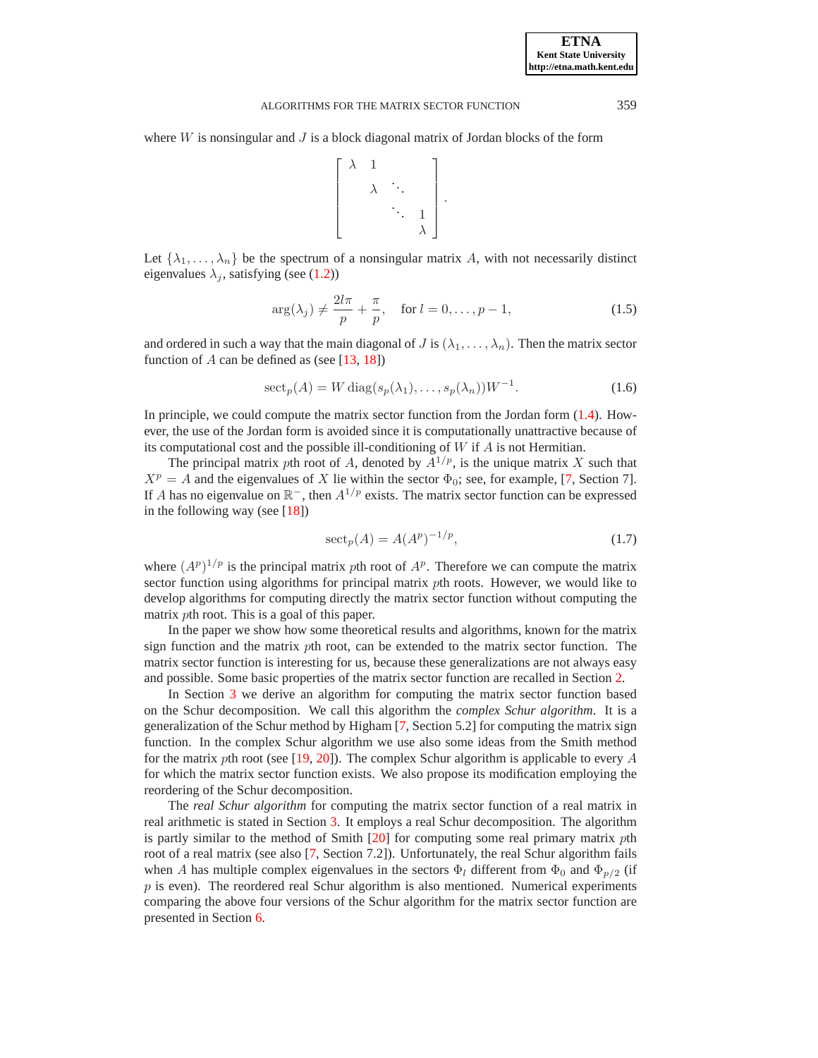where $W$ is nonsingular and $J$ is a block diagonal matrix of Jordan blocks of the form

$$
\begin{bmatrix} \lambda & 1 & & \\ & \lambda & \ddots & \\ & & \ddots & 1 \\ & & & \lambda \end{bmatrix}.
$$

Let $\{\lambda_1, \ldots, \lambda_n\}$ be the spectrum of a nonsingular matrix $A$, with not necessarily distinct eigenvalues $\lambda_j$, satisfying (see (1.2))

$$
\arg(\lambda_j) \neq \frac{2l\pi}{p} + \frac{\pi}{p}, \quad \text{for } l = 0, \ldots, p-1, \tag{1.5}
$$

and ordered in such a way that the main diagonal of $J$ is $(\lambda_1, \ldots, \lambda_n)$. Then the matrix sector function of $A$ can be defined as (see [13, 18])

$$
\operatorname{sect}_p(A) = W \operatorname{diag}(s_p(\lambda_1), \ldots, s_p(\lambda_n)) W^{-1}. \tag{1.6}
$$

In principle, we could compute the matrix sector function from the Jordan form (1.4). However, the use of the Jordan form is avoided since it is computationally unattractive because of its computational cost and the possible ill-conditioning of $W$ if $A$ is not Hermitian.

The principal matrix $p$th root of $A$, denoted by $A^{1/p}$, is the unique matrix $X$ such that $X^p = A$ and the eigenvalues of $X$ lie within the sector $\Phi_0$; see, for example, [7, Section 7]. If $A$ has no eigenvalue on $\mathbb{R}^-$, then $A^{1/p}$ exists. The matrix sector function can be expressed in the following way (see [18])

$$
\operatorname{sect}_p(A) = A(A^p)^{-1/p}, \tag{1.7}
$$

where $(A^p)^{1/p}$ is the principal matrix $p$th root of $A^p$. Therefore we can compute the matrix sector function using algorithms for principal matrix $p$th roots. However, we would like to develop algorithms for computing directly the matrix sector function without computing the matrix $p$th root. This is a goal of this paper.

In the paper we show how some theoretical results and algorithms, known for the matrix sign function and the matrix $p$th root, can be extended to the matrix sector function. The matrix sector function is interesting for us, because these generalizations are not always easy and possible. Some basic properties of the matrix sector function are recalled in Section 2.

In Section 3 we derive an algorithm for computing the matrix sector function based on the Schur decomposition. We call this algorithm the *complex Schur algorithm*. It is a generalization of the Schur method by Higham [7, Section 5.2] for computing the matrix sign function. In the complex Schur algorithm we use also some ideas from the Smith method for the matrix $p$th root (see [19, 20]). The complex Schur algorithm is applicable to every $A$ for which the matrix sector function exists. We also propose its modification employing the reordering of the Schur decomposition.

The *real Schur algorithm* for computing the matrix sector function of a real matrix in real arithmetic is stated in Section 3. It employs a real Schur decomposition. The algorithm is partly similar to the method of Smith [20] for computing some real primary matrix $p$th root of a real matrix (see also [7, Section 7.2]). Unfortunately, the real Schur algorithm fails when $A$ has multiple complex eigenvalues in the sectors $\Phi_l$ different from $\Phi_0$ and $\Phi_{p/2}$ (if $p$ is even). The reordered real Schur algorithm is also mentioned. Numerical experiments comparing the above four versions of the Schur algorithm for the matrix sector function are presented in Section 6.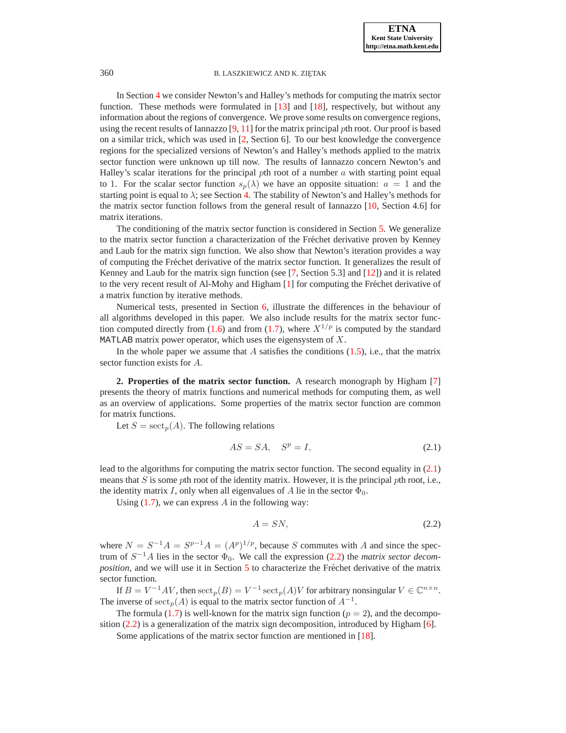In Section 4 we consider Newton's and Halley's methods for computing the matrix sector function. These methods were formulated in [13] and [18], respectively, but without any information about the regions of convergence. We prove some results on convergence regions, using the recent results of Iannazzo [9, 11] for the matrix principal $p$th root. Our proof is based on a similar trick, which was used in [2, Section 6]. To our best knowledge the convergence regions for the specialized versions of Newton's and Halley's methods applied to the matrix sector function were unknown up till now. The results of Iannazzo concern Newton's and Halley's scalar iterations for the principal $p$th root of a number $a$ with starting point equal to 1. For the scalar sector function $s_p(\lambda)$ we have an opposite situation: $a = 1$ and the starting point is equal to $\lambda$; see Section 4. The stability of Newton's and Halley's methods for the matrix sector function follows from the general result of Iannazzo [10, Section 4.6] for matrix iterations.

The conditioning of the matrix sector function is considered in Section 5. We generalize to the matrix sector function a characterization of the Fréchet derivative proven by Kenney and Laub for the matrix sign function. We also show that Newton's iteration provides a way of computing the Fréchet derivative of the matrix sector function. It generalizes the result of Kenney and Laub for the matrix sign function (see [7, Section 5.3] and [12]) and it is related to the very recent result of Al-Mohy and Higham [1] for computing the Fréchet derivative of a matrix function by iterative methods.

Numerical tests, presented in Section 6, illustrate the differences in the behaviour of all algorithms developed in this paper. We also include results for the matrix sector function computed directly from (1.6) and from (1.7), where $X^{1/p}$ is computed by the standard MATLAB matrix power operator, which uses the eigensystem of $X$.

In the whole paper we assume that $A$ satisfies the conditions (1.5), i.e., that the matrix sector function exists for $A$.

## 2. Properties of the matrix sector function.

A research monograph by Higham [7] presents the theory of matrix functions and numerical methods for computing them, as well as an overview of applications. Some properties of the matrix sector function are common for matrix functions.

Let $S = \mathrm{sect}_p(A)$. The following relations

$$AS = SA, \quad S^p = I, \tag{2.1}$$

lead to the algorithms for computing the matrix sector function. The second equality in (2.1) means that $S$ is some $p$th root of the identity matrix. However, it is the principal $p$th root, i.e., the identity matrix $I$, only when all eigenvalues of $A$ lie in the sector $\Phi_0$.

Using (1.7), we can express $A$ in the following way:

$$A = SN, \tag{2.2}$$

where $N = S^{-1}A = S^{p-1}A = (A^p)^{1/p}$, because $S$ commutes with $A$ and since the spectrum of $S^{-1}A$ lies in the sector $\Phi_0$. We call the expression (2.2) the *matrix sector decomposition*, and we will use it in Section 5 to characterize the Fréchet derivative of the matrix sector function.

If $B = V^{-1}AV$, then $\mathrm{sect}_p(B) = V^{-1}\,\mathrm{sect}_p(A)V$ for arbitrary nonsingular $V \in \mathbb{C}^{n\times n}$. The inverse of $\mathrm{sect}_p(A)$ is equal to the matrix sector function of $A^{-1}$.

The formula (1.7) is well-known for the matrix sign function ($p = 2$), and the decomposition (2.2) is a generalization of the matrix sign decomposition, introduced by Higham [6].

Some applications of the matrix sector function are mentioned in [18].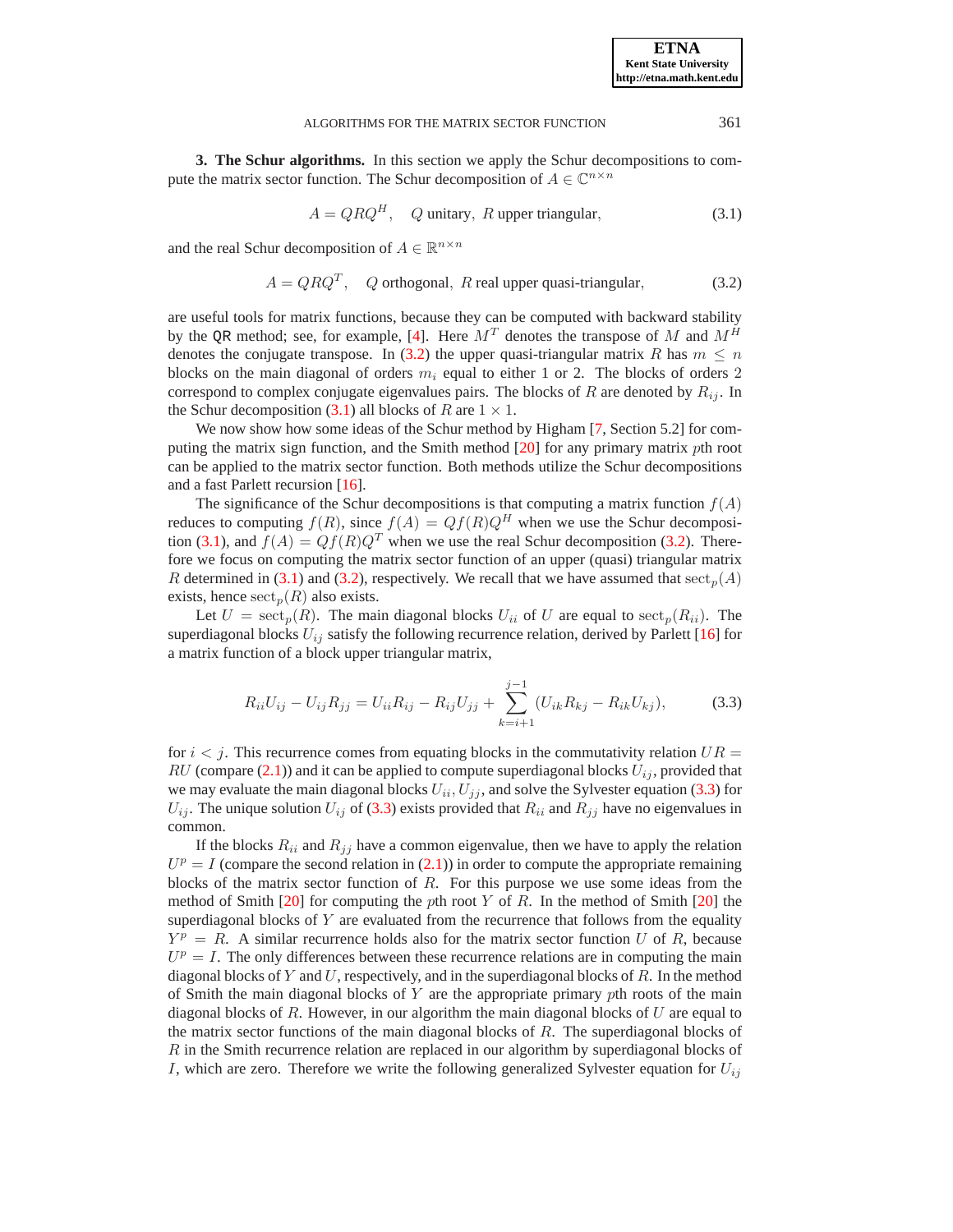**3. The Schur algorithms.** In this section we apply the Schur decompositions to compute the matrix sector function. The Schur decomposition of $A \in \mathbb{C}^{n\times n}$

$$A = QRQ^H, \quad Q \text{ unitary}, \; R \text{ upper triangular}, \tag{3.1}$$

and the real Schur decomposition of $A \in \mathbb{R}^{n\times n}$

$$A = QRQ^T, \quad Q \text{ orthogonal}, \; R \text{ real upper quasi-triangular}, \tag{3.2}$$

are useful tools for matrix functions, because they can be computed with backward stability by the QR method; see, for example, [4]. Here $M^T$ denotes the transpose of $M$ and $M^H$ denotes the conjugate transpose. In (3.2) the upper quasi-triangular matrix $R$ has $m \leq n$ blocks on the main diagonal of orders $m_i$ equal to either 1 or 2. The blocks of orders 2 correspond to complex conjugate eigenvalues pairs. The blocks of $R$ are denoted by $R_{ij}$. In the Schur decomposition (3.1) all blocks of $R$ are $1 \times 1$.

We now show how some ideas of the Schur method by Higham [7, Section 5.2] for computing the matrix sign function, and the Smith method [20] for any primary matrix $p$th root can be applied to the matrix sector function. Both methods utilize the Schur decompositions and a fast Parlett recursion [16].

The significance of the Schur decompositions is that computing a matrix function $f(A)$ reduces to computing $f(R)$, since $f(A) = Qf(R)Q^H$ when we use the Schur decomposition (3.1), and $f(A) = Qf(R)Q^T$ when we use the real Schur decomposition (3.2). Therefore we focus on computing the matrix sector function of an upper (quasi) triangular matrix $R$ determined in (3.1) and (3.2), respectively. We recall that we have assumed that $\mathrm{sect}_p(A)$ exists, hence $\mathrm{sect}_p(R)$ also exists.

Let $U = \mathrm{sect}_p(R)$. The main diagonal blocks $U_{ii}$ of $U$ are equal to $\mathrm{sect}_p(R_{ii})$. The superdiagonal blocks $U_{ij}$ satisfy the following recurrence relation, derived by Parlett [16] for a matrix function of a block upper triangular matrix,

$$R_{ii}U_{ij} - U_{ij}R_{jj} = U_{ii}R_{ij} - R_{ij}U_{jj} + \sum_{k=i+1}^{j-1}(U_{ik}R_{kj} - R_{ik}U_{kj}), \tag{3.3}$$

for $i < j$. This recurrence comes from equating blocks in the commutativity relation $UR = RU$ (compare (2.1)) and it can be applied to compute superdiagonal blocks $U_{ij}$, provided that we may evaluate the main diagonal blocks $U_{ii}, U_{jj}$, and solve the Sylvester equation (3.3) for $U_{ij}$. The unique solution $U_{ij}$ of (3.3) exists provided that $R_{ii}$ and $R_{jj}$ have no eigenvalues in common.

If the blocks $R_{ii}$ and $R_{jj}$ have a common eigenvalue, then we have to apply the relation $U^p = I$ (compare the second relation in (2.1)) in order to compute the appropriate remaining blocks of the matrix sector function of $R$. For this purpose we use some ideas from the method of Smith [20] for computing the $p$th root $Y$ of $R$. In the method of Smith [20] the superdiagonal blocks of $Y$ are evaluated from the recurrence that follows from the equality $Y^p = R$. A similar recurrence holds also for the matrix sector function $U$ of $R$, because $U^p = I$. The only differences between these recurrence relations are in computing the main diagonal blocks of $Y$ and $U$, respectively, and in the superdiagonal blocks of $R$. In the method of Smith the main diagonal blocks of $Y$ are the appropriate primary $p$th roots of the main diagonal blocks of $R$. However, in our algorithm the main diagonal blocks of $U$ are equal to the matrix sector functions of the main diagonal blocks of $R$. The superdiagonal blocks of $R$ in the Smith recurrence relation are replaced in our algorithm by superdiagonal blocks of $I$, which are zero. Therefore we write the following generalized Sylvester equation for $U_{ij}$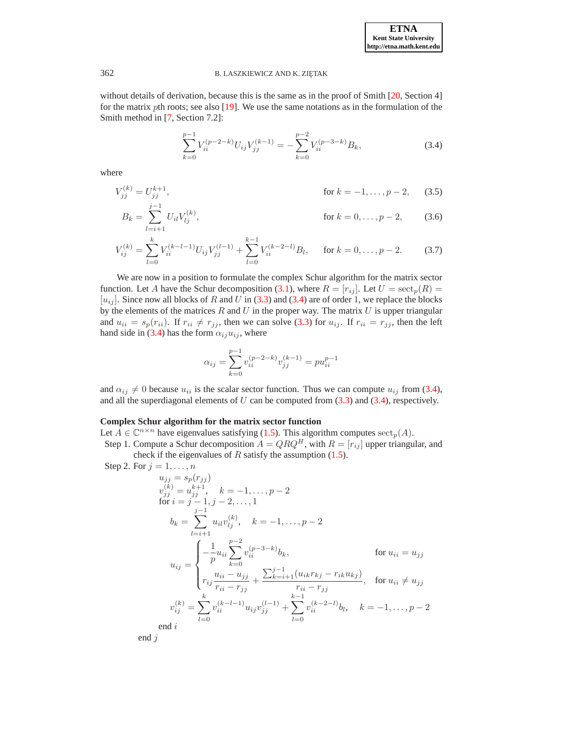without details of derivation, because this is the same as in the proof of Smith [20, Section 4] for the matrix $p$th roots; see also [19]. We use the same notations as in the formulation of the Smith method in [7, Section 7.2]:

$$\sum_{k=0}^{p-1} V_{ii}^{(p-2-k)} U_{ij} V_{jj}^{(k-1)} = -\sum_{k=0}^{p-2} V_{ii}^{(p-3-k)} B_k, \tag{3.4}$$

where

$$V_{jj}^{(k)} = U_{jj}^{k+1}, \qquad \text{for } k = -1, \ldots, p-2, \tag{3.5}$$

$$B_k = \sum_{l=i+1}^{j-1} U_{il} V_{lj}^{(k)}, \qquad \text{for } k = 0, \ldots, p-2, \tag{3.6}$$

$$V_{ij}^{(k)} = \sum_{l=0}^{k} V_{ii}^{(k-l-1)} U_{ij} V_{jj}^{(l-1)} + \sum_{l=0}^{k-1} V_{ii}^{(k-2-l)} B_l, \qquad \text{for } k = 0, \ldots, p-2. \tag{3.7}$$

We are now in a position to formulate the complex Schur algorithm for the matrix sector function. Let $A$ have the Schur decomposition (3.1), where $R = [r_{ij}]$. Let $U = \mathrm{sect}_p(R) = [u_{ij}]$. Since now all blocks of $R$ and $U$ in (3.3) and (3.4) are of order 1, we replace the blocks by the elements of the matrices $R$ and $U$ in the proper way. The matrix $U$ is upper triangular and $u_{ii} = s_p(r_{ii})$. If $r_{ii} \neq r_{jj}$, then we can solve (3.3) for $u_{ij}$. If $r_{ii} = r_{jj}$, then the left hand side in (3.4) has the form $\alpha_{ij} u_{ij}$, where

$$\alpha_{ij} = \sum_{k=0}^{p-1} v_{ii}^{(p-2-k)} v_{jj}^{(k-1)} = p u_{ii}^{p-1}$$

and $\alpha_{ij} \neq 0$ because $u_{ii}$ is the scalar sector function. Thus we can compute $u_{ij}$ from (3.4), and all the superdiagonal elements of $U$ can be computed from (3.3) and (3.4), respectively.

**Complex Schur algorithm for the matrix sector function**

Let $A \in \mathbb{C}^{n\times n}$ have eigenvalues satisfying (1.5). This algorithm computes $\mathrm{sect}_p(A)$.

Step 1. Compute a Schur decomposition $A = QRQ^H$, with $R = [r_{ij}]$ upper triangular, and check if the eigenvalues of $R$ satisfy the assumption (1.5).

Step 2. For $j = 1, \ldots, n$

$$u_{jj} = s_p(r_{jj})$$

$$v_{jj}^{(k)} = u_{jj}^{k+1}, \quad k = -1, \ldots, p-2$$

for $i = j-1, j-2, \ldots, 1$

$$b_k = \sum_{l=i+1}^{j-1} u_{il} v_{lj}^{(k)}, \quad k = -1, \ldots, p-2$$

$$u_{ij} = \begin{cases} -\dfrac{1}{p} u_{ii} \displaystyle\sum_{k=0}^{p-2} v_{ii}^{(p-3-k)} b_k, & \text{for } u_{ii} = u_{jj} \\ r_{ij} \dfrac{u_{ii} - u_{jj}}{r_{ii} - r_{jj}} + \dfrac{\sum_{k=i+1}^{j-1} (u_{ik} r_{kj} - r_{ik} u_{kj})}{r_{ii} - r_{jj}}, & \text{for } u_{ii} \neq u_{jj} \end{cases}$$

$$v_{ij}^{(k)} = \sum_{l=0}^{k} v_{ii}^{(k-l-1)} u_{ij} v_{jj}^{(l-1)} + \sum_{l=0}^{k-1} v_{ii}^{(k-2-l)} b_l, \quad k = -1, \ldots, p-2$$

end $i$

end $j$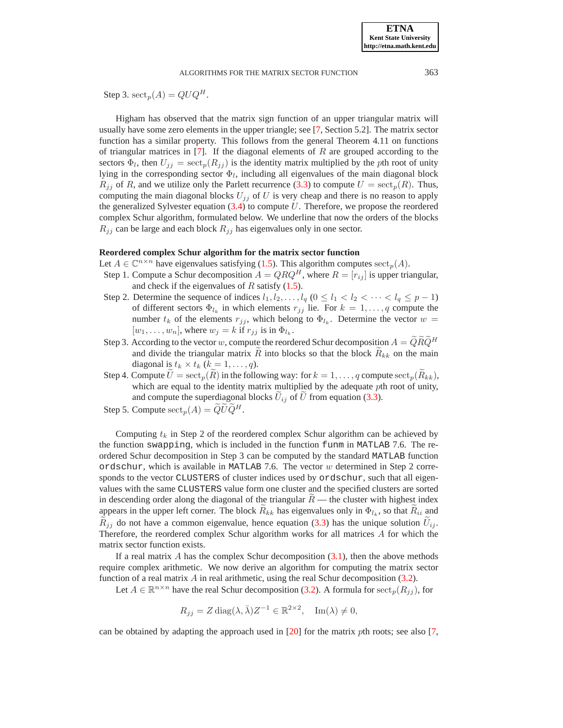Step 3. $\mathrm{sect}_p(A) = QUQ^H$.

Higham has observed that the matrix sign function of an upper triangular matrix will usually have some zero elements in the upper triangle; see [7, Section 5.2]. The matrix sector function has a similar property. This follows from the general Theorem 4.11 on functions of triangular matrices in [7]. If the diagonal elements of $R$ are grouped according to the sectors $\Phi_l$, then $U_{jj} = \mathrm{sect}_p(R_{jj})$ is the identity matrix multiplied by the $p$th root of unity lying in the corresponding sector $\Phi_l$, including all eigenvalues of the main diagonal block $R_{jj}$ of $R$, and we utilize only the Parlett recurrence (3.3) to compute $U = \mathrm{sect}_p(R)$. Thus, computing the main diagonal blocks $U_{jj}$ of $U$ is very cheap and there is no reason to apply the generalized Sylvester equation (3.4) to compute $U$. Therefore, we propose the reordered complex Schur algorithm, formulated below. We underline that now the orders of the blocks $R_{jj}$ can be large and each block $R_{jj}$ has eigenvalues only in one sector.

**Reordered complex Schur algorithm for the matrix sector function**
Let $A \in \mathbb{C}^{n\times n}$ have eigenvalues satisfying (1.5). This algorithm computes $\mathrm{sect}_p(A)$.

- Step 1. Compute a Schur decomposition $A = QRQ^H$, where $R = [r_{ij}]$ is upper triangular, and check if the eigenvalues of $R$ satisfy (1.5).
- Step 2. Determine the sequence of indices $l_1, l_2, \ldots, l_q$ $(0 \le l_1 < l_2 < \cdots < l_q \le p-1)$ of different sectors $\Phi_{l_k}$ in which elements $r_{jj}$ lie. For $k = 1, \ldots, q$ compute the number $t_k$ of the elements $r_{jj}$, which belong to $\Phi_{l_k}$. Determine the vector $w = [w_1, \ldots, w_n]$, where $w_j = k$ if $r_{jj}$ is in $\Phi_{l_k}$.
- Step 3. According to the vector $w$, compute the reordered Schur decomposition $A = \widetilde{Q}\widetilde{R}\widetilde{Q}^H$ and divide the triangular matrix $\widetilde{R}$ into blocks so that the block $\widetilde{R}_{kk}$ on the main diagonal is $t_k \times t_k$ $(k = 1, \ldots, q)$.
- Step 4. Compute $\widetilde{U} = \mathrm{sect}_p(\widetilde{R})$ in the following way: for $k = 1, \ldots, q$ compute $\mathrm{sect}_p(\widetilde{R}_{kk})$, which are equal to the identity matrix multiplied by the adequate $p$th root of unity, and compute the superdiagonal blocks $\widetilde{U}_{ij}$ of $\widetilde{U}$ from equation (3.3).
- Step 5. Compute $\mathrm{sect}_p(A) = \widetilde{Q}\widetilde{U}\widetilde{Q}^H$.

Computing $t_k$ in Step 2 of the reordered complex Schur algorithm can be achieved by the function `swapping`, which is included in the function `funm` in `MATLAB` 7.6. The reordered Schur decomposition in Step 3 can be computed by the standard `MATLAB` function `ordschur`, which is available in `MATLAB` 7.6. The vector $w$ determined in Step 2 corresponds to the vector `CLUSTERS` of cluster indices used by `ordschur`, such that all eigenvalues with the same `CLUSTERS` value form one cluster and the specified clusters are sorted in descending order along the diagonal of the triangular $\widetilde{R}$ — the cluster with highest index appears in the upper left corner. The block $\widetilde{R}_{kk}$ has eigenvalues only in $\Phi_{l_k}$, so that $\widetilde{R}_{ii}$ and $\widetilde{R}_{jj}$ do not have a common eigenvalue, hence equation (3.3) has the unique solution $\widetilde{U}_{ij}$. Therefore, the reordered complex Schur algorithm works for all matrices $A$ for which the matrix sector function exists.

If a real matrix $A$ has the complex Schur decomposition (3.1), then the above methods require complex arithmetic. We now derive an algorithm for computing the matrix sector function of a real matrix $A$ in real arithmetic, using the real Schur decomposition (3.2).

Let $A \in \mathbb{R}^{n\times n}$ have the real Schur decomposition (3.2). A formula for $\mathrm{sect}_p(R_{jj})$, for

$$R_{jj} = Z\,\mathrm{diag}(\lambda, \bar{\lambda})Z^{-1} \in \mathbb{R}^{2\times 2}, \quad \mathrm{Im}(\lambda) \neq 0,$$

can be obtained by adapting the approach used in [20] for the matrix $p$th roots; see also [7,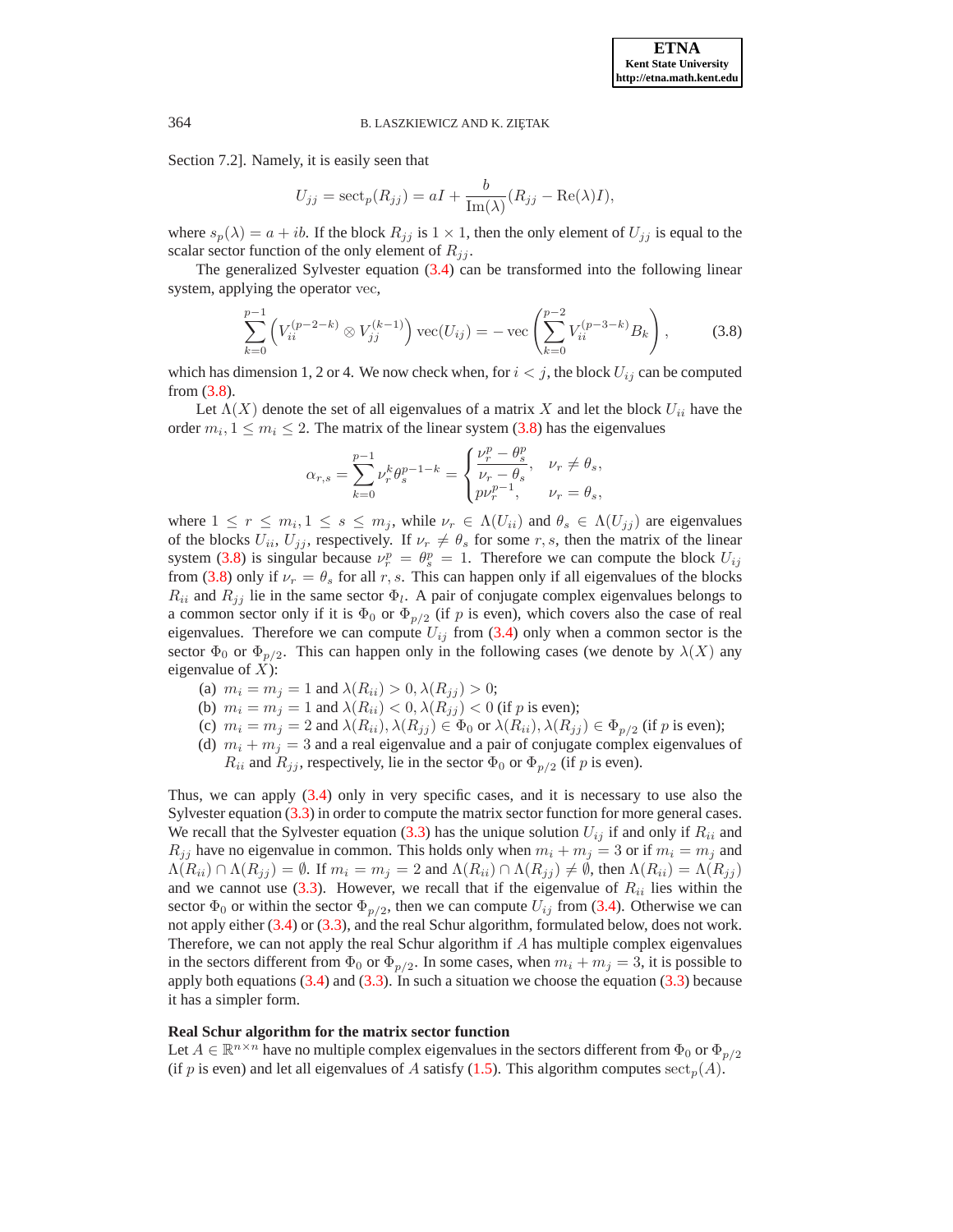Section 7.2]. Namely, it is easily seen that

$$U_{jj} = \mathrm{sect}_p(R_{jj}) = aI + \frac{b}{\mathrm{Im}(\lambda)}(R_{jj} - \mathrm{Re}(\lambda)I),$$

where $s_p(\lambda) = a + ib$. If the block $R_{jj}$ is $1 \times 1$, then the only element of $U_{jj}$ is equal to the scalar sector function of the only element of $R_{jj}$.

The generalized Sylvester equation (3.4) can be transformed into the following linear system, applying the operator vec,

$$\sum_{k=0}^{p-1} \left( V_{ii}^{(p-2-k)} \otimes V_{jj}^{(k-1)} \right) \mathrm{vec}(U_{ij}) = -\,\mathrm{vec}\left( \sum_{k=0}^{p-2} V_{ii}^{(p-3-k)} B_k \right), \tag{3.8}$$

which has dimension 1, 2 or 4. We now check when, for $i < j$, the block $U_{ij}$ can be computed from (3.8).

Let $\Lambda(X)$ denote the set of all eigenvalues of a matrix $X$ and let the block $U_{ii}$ have the order $m_i$, $1 \le m_i \le 2$. The matrix of the linear system (3.8) has the eigenvalues

$$\alpha_{r,s} = \sum_{k=0}^{p-1} \nu_r^k \theta_s^{p-1-k} = \begin{cases} \dfrac{\nu_r^p - \theta_s^p}{\nu_r - \theta_s}, & \nu_r \ne \theta_s, \\ p\nu_r^{p-1}, & \nu_r = \theta_s, \end{cases}$$

where $1 \le r \le m_i, 1 \le s \le m_j$, while $\nu_r \in \Lambda(U_{ii})$ and $\theta_s \in \Lambda(U_{jj})$ are eigenvalues of the blocks $U_{ii}$, $U_{jj}$, respectively. If $\nu_r \ne \theta_s$ for some $r, s$, then the matrix of the linear system (3.8) is singular because $\nu_r^p = \theta_s^p = 1$. Therefore we can compute the block $U_{ij}$ from (3.8) only if $\nu_r = \theta_s$ for all $r, s$. This can happen only if all eigenvalues of the blocks $R_{ii}$ and $R_{jj}$ lie in the same sector $\Phi_l$. A pair of conjugate complex eigenvalues belongs to a common sector only if it is $\Phi_0$ or $\Phi_{p/2}$ (if $p$ is even), which covers also the case of real eigenvalues. Therefore we can compute $U_{ij}$ from (3.4) only when a common sector is the sector $\Phi_0$ or $\Phi_{p/2}$. This can happen only in the following cases (we denote by $\lambda(X)$ any eigenvalue of $X$):

- (a) $m_i = m_j = 1$ and $\lambda(R_{ii}) > 0, \lambda(R_{jj}) > 0$;
- (b) $m_i = m_j = 1$ and $\lambda(R_{ii}) < 0, \lambda(R_{jj}) < 0$ (if $p$ is even);
- (c) $m_i = m_j = 2$ and $\lambda(R_{ii}), \lambda(R_{jj}) \in \Phi_0$ or $\lambda(R_{ii}), \lambda(R_{jj}) \in \Phi_{p/2}$ (if $p$ is even);
- (d) $m_i + m_j = 3$ and a real eigenvalue and a pair of conjugate complex eigenvalues of $R_{ii}$ and $R_{jj}$, respectively, lie in the sector $\Phi_0$ or $\Phi_{p/2}$ (if $p$ is even).

Thus, we can apply (3.4) only in very specific cases, and it is necessary to use also the Sylvester equation (3.3) in order to compute the matrix sector function for more general cases. We recall that the Sylvester equation (3.3) has the unique solution $U_{ij}$ if and only if $R_{ii}$ and $R_{jj}$ have no eigenvalue in common. This holds only when $m_i + m_j = 3$ or if $m_i = m_j$ and $\Lambda(R_{ii}) \cap \Lambda(R_{jj}) = \emptyset$. If $m_i = m_j = 2$ and $\Lambda(R_{ii}) \cap \Lambda(R_{jj}) \ne \emptyset$, then $\Lambda(R_{ii}) = \Lambda(R_{jj})$ and we cannot use (3.3). However, we recall that if the eigenvalue of $R_{ii}$ lies within the sector $\Phi_0$ or within the sector $\Phi_{p/2}$, then we can compute $U_{ij}$ from (3.4). Otherwise we can not apply either (3.4) or (3.3), and the real Schur algorithm, formulated below, does not work. Therefore, we can not apply the real Schur algorithm if $A$ has multiple complex eigenvalues in the sectors different from $\Phi_0$ or $\Phi_{p/2}$. In some cases, when $m_i + m_j = 3$, it is possible to apply both equations (3.4) and (3.3). In such a situation we choose the equation (3.3) because it has a simpler form.

**Real Schur algorithm for the matrix sector function**

Let $A \in \mathbb{R}^{n \times n}$ have no multiple complex eigenvalues in the sectors different from $\Phi_0$ or $\Phi_{p/2}$ (if $p$ is even) and let all eigenvalues of $A$ satisfy (1.5). This algorithm computes $\mathrm{sect}_p(A)$.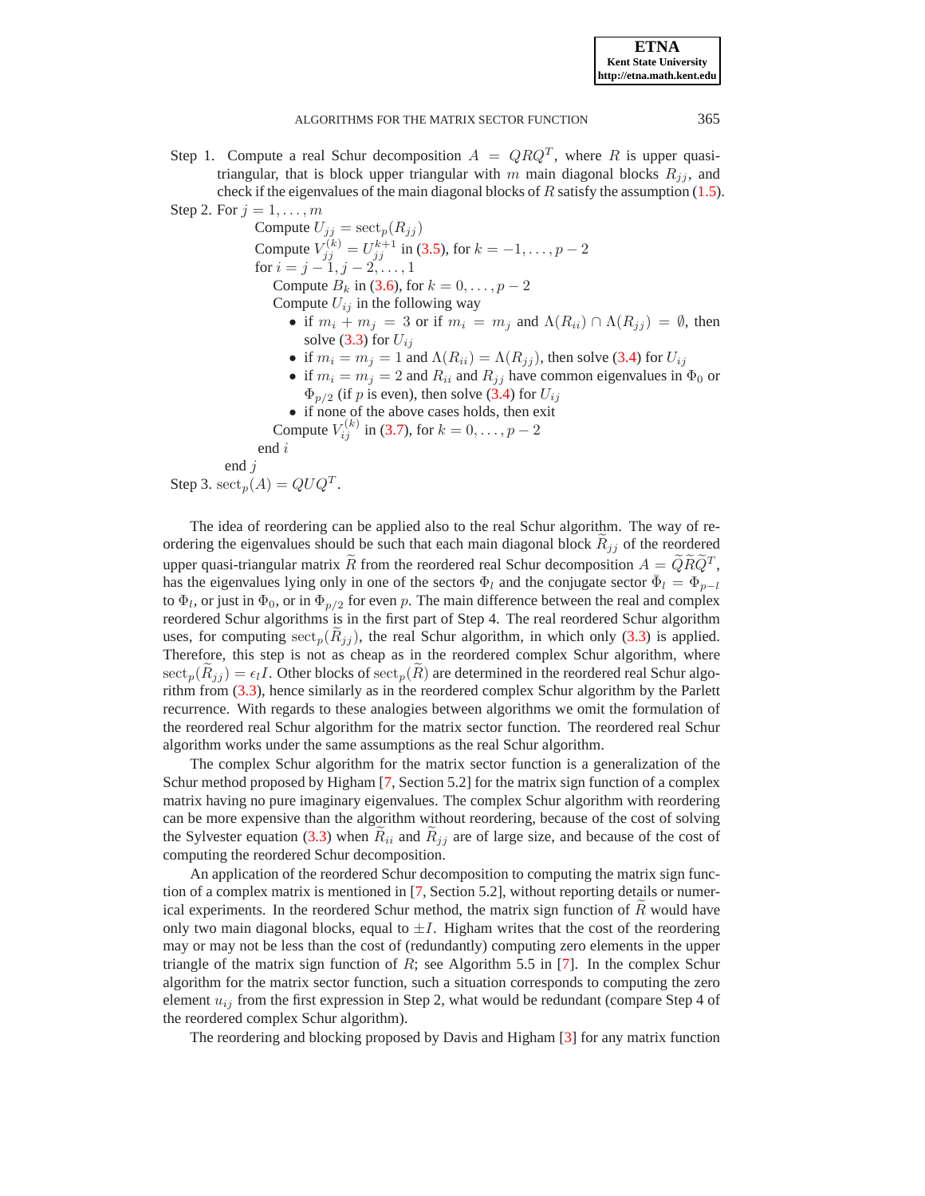Step 1. Compute a real Schur decomposition $A = QRQ^T$, where $R$ is upper quasi-triangular, that is block upper triangular with $m$ main diagonal blocks $R_{jj}$, and check if the eigenvalues of the main diagonal blocks of $R$ satisfy the assumption (1.5).

Step 2. For $j = 1, \ldots, m$

 Compute $U_{jj} = \mathrm{sect}_p(R_{jj})$

 Compute $V_{jj}^{(k)} = U_{jj}^{k+1}$ in (3.5), for $k = -1, \ldots, p-2$

 for $i = j-1, j-2, \ldots, 1$

  Compute $B_k$ in (3.6), for $k = 0, \ldots, p-2$

  Compute $U_{ij}$ in the following way

  - if $m_i + m_j = 3$ or if $m_i = m_j$ and $\Lambda(R_{ii}) \cap \Lambda(R_{jj}) = \emptyset$, then solve (3.3) for $U_{ij}$
  - if $m_i = m_j = 1$ and $\Lambda(R_{ii}) = \Lambda(R_{jj})$, then solve (3.4) for $U_{ij}$
  - if $m_i = m_j = 2$ and $R_{ii}$ and $R_{jj}$ have common eigenvalues in $\Phi_0$ or $\Phi_{p/2}$ (if $p$ is even), then solve (3.4) for $U_{ij}$
  - if none of the above cases holds, then exit

  Compute $V_{ij}^{(k)}$ in (3.7), for $k = 0, \ldots, p-2$

 end $i$

end $j$

Step 3. $\mathrm{sect}_p(A) = QUQ^T$.

The idea of reordering can be applied also to the real Schur algorithm. The way of reordering the eigenvalues should be such that each main diagonal block $\widetilde{R}_{jj}$ of the reordered upper quasi-triangular matrix $\widetilde{R}$ from the reordered real Schur decomposition $A = \widetilde{Q}\widetilde{R}\widetilde{Q}^T$, has the eigenvalues lying only in one of the sectors $\Phi_l$ and the conjugate sector $\bar{\Phi}_l = \Phi_{p-l}$ to $\Phi_l$, or just in $\Phi_0$, or in $\Phi_{p/2}$ for even $p$. The main difference between the real and complex reordered Schur algorithms is in the first part of Step 4. The real reordered Schur algorithm uses, for computing $\mathrm{sect}_p(\widetilde{R}_{jj})$, the real Schur algorithm, in which only (3.3) is applied. Therefore, this step is not as cheap as in the reordered complex Schur algorithm, where $\mathrm{sect}_p(\widetilde{R}_{jj}) = \epsilon_l I$. Other blocks of $\mathrm{sect}_p(\widetilde{R})$ are determined in the reordered real Schur algorithm from (3.3), hence similarly as in the reordered complex Schur algorithm by the Parlett recurrence. With regards to these analogies between algorithms we omit the formulation of the reordered real Schur algorithm for the matrix sector function. The reordered real Schur algorithm works under the same assumptions as the real Schur algorithm.

The complex Schur algorithm for the matrix sector function is a generalization of the Schur method proposed by Higham [7, Section 5.2] for the matrix sign function of a complex matrix having no pure imaginary eigenvalues. The complex Schur algorithm with reordering can be more expensive than the algorithm without reordering, because of the cost of solving the Sylvester equation (3.3) when $\widetilde{R}_{ii}$ and $\widetilde{R}_{jj}$ are of large size, and because of the cost of computing the reordered Schur decomposition.

An application of the reordered Schur decomposition to computing the matrix sign function of a complex matrix is mentioned in [7, Section 5.2], without reporting details or numerical experiments. In the reordered Schur method, the matrix sign function of $\widetilde{R}$ would have only two main diagonal blocks, equal to $\pm I$. Higham writes that the cost of the reordering may or may not be less than the cost of (redundantly) computing zero elements in the upper triangle of the matrix sign function of $R$; see Algorithm 5.5 in [7]. In the complex Schur algorithm for the matrix sector function, such a situation corresponds to computing the zero element $u_{ij}$ from the first expression in Step 2, what would be redundant (compare Step 4 of the reordered complex Schur algorithm).

The reordering and blocking proposed by Davis and Higham [3] for any matrix function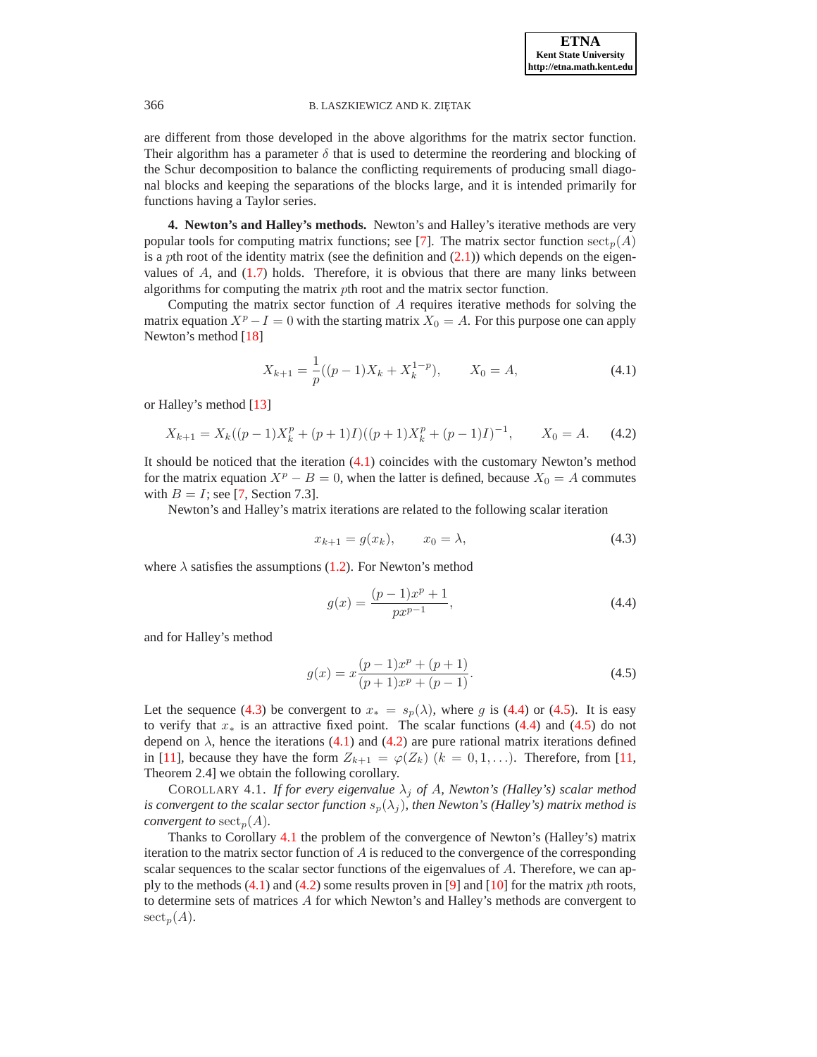are different from those developed in the above algorithms for the matrix sector function. Their algorithm has a parameter $\delta$ that is used to determine the reordering and blocking of the Schur decomposition to balance the conflicting requirements of producing small diagonal blocks and keeping the separations of the blocks large, and it is intended primarily for functions having a Taylor series.

**4. Newton's and Halley's methods.** Newton's and Halley's iterative methods are very popular tools for computing matrix functions; see [7]. The matrix sector function $\mathrm{sect}_p(A)$ is a $p$th root of the identity matrix (see the definition and (2.1)) which depends on the eigenvalues of $A$, and (1.7) holds. Therefore, it is obvious that there are many links between algorithms for computing the matrix $p$th root and the matrix sector function.

Computing the matrix sector function of $A$ requires iterative methods for solving the matrix equation $X^p - I = 0$ with the starting matrix $X_0 = A$. For this purpose one can apply Newton's method [18]

$$X_{k+1} = \frac{1}{p}((p-1)X_k + X_k^{1-p}), \qquad X_0 = A, \tag{4.1}$$

or Halley's method [13]

$$X_{k+1} = X_k((p-1)X_k^p + (p+1)I)((p+1)X_k^p + (p-1)I)^{-1}, \qquad X_0 = A. \tag{4.2}$$

It should be noticed that the iteration (4.1) coincides with the customary Newton's method for the matrix equation $X^p - B = 0$, when the latter is defined, because $X_0 = A$ commutes with $B = I$; see [7, Section 7.3].

Newton's and Halley's matrix iterations are related to the following scalar iteration

$$x_{k+1} = g(x_k), \qquad x_0 = \lambda, \tag{4.3}$$

where $\lambda$ satisfies the assumptions (1.2). For Newton's method

$$g(x) = \frac{(p-1)x^p + 1}{px^{p-1}}, \tag{4.4}$$

and for Halley's method

$$g(x) = x\frac{(p-1)x^p + (p+1)}{(p+1)x^p + (p-1)}. \tag{4.5}$$

Let the sequence (4.3) be convergent to $x_* = s_p(\lambda)$, where $g$ is (4.4) or (4.5). It is easy to verify that $x_*$ is an attractive fixed point. The scalar functions (4.4) and (4.5) do not depend on $\lambda$, hence the iterations (4.1) and (4.2) are pure rational matrix iterations defined in [11], because they have the form $Z_{k+1} = \varphi(Z_k)$ $(k = 0, 1, \ldots)$. Therefore, from [11, Theorem 2.4] we obtain the following corollary.

COROLLARY 4.1. *If for every eigenvalue $\lambda_j$ of $A$, Newton's (Halley's) scalar method is convergent to the scalar sector function $s_p(\lambda_j)$, then Newton's (Halley's) matrix method is convergent to $\mathrm{sect}_p(A)$.*

Thanks to Corollary 4.1 the problem of the convergence of Newton's (Halley's) matrix iteration to the matrix sector function of $A$ is reduced to the convergence of the corresponding scalar sequences to the scalar sector functions of the eigenvalues of $A$. Therefore, we can apply to the methods (4.1) and (4.2) some results proven in [9] and [10] for the matrix $p$th roots, to determine sets of matrices $A$ for which Newton's and Halley's methods are convergent to $\mathrm{sect}_p(A)$.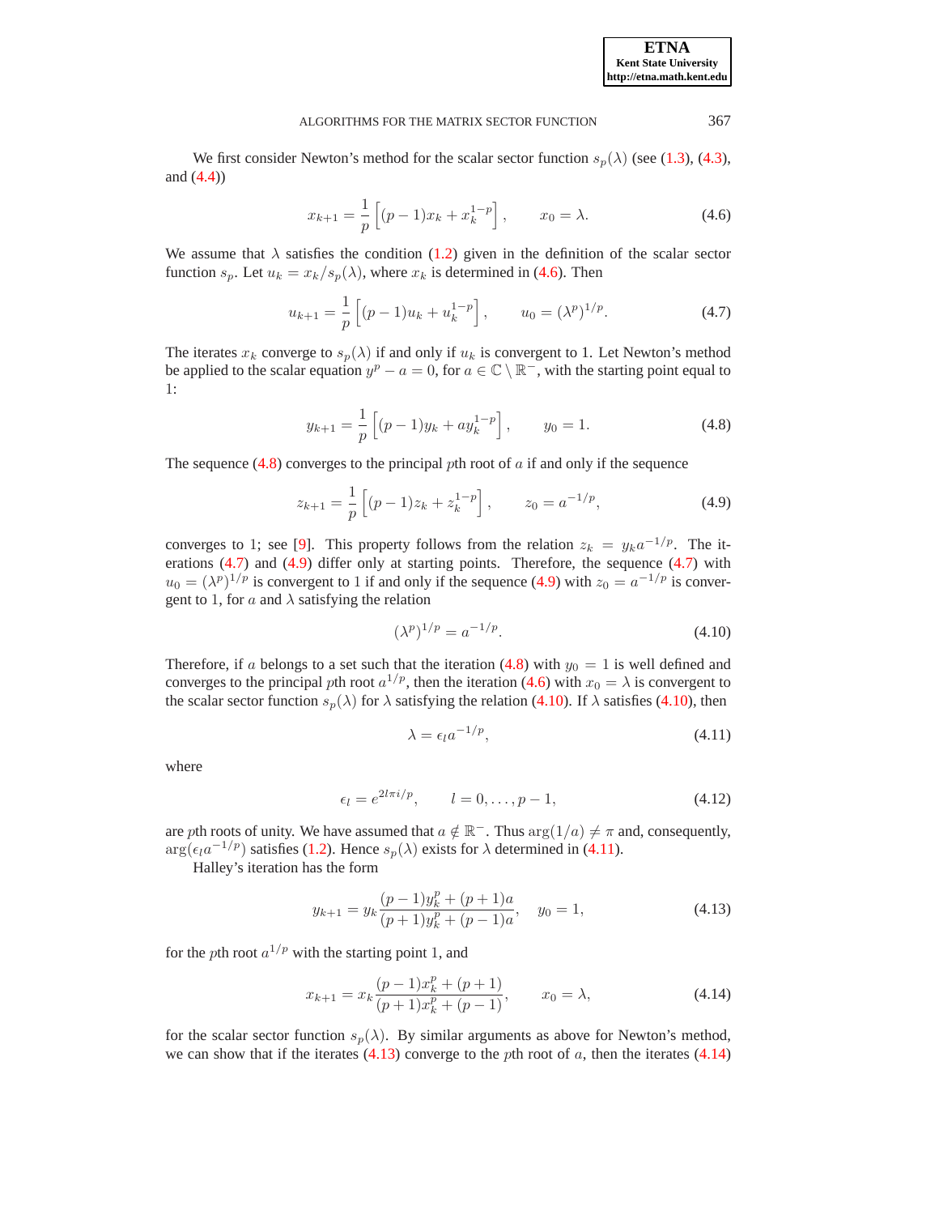We first consider Newton's method for the scalar sector function $s_p(\lambda)$ (see (1.3), (4.3), and (4.4))

$$x_{k+1} = \frac{1}{p}\left[(p-1)x_k + x_k^{1-p}\right], \qquad x_0 = \lambda. \tag{4.6}$$

We assume that $\lambda$ satisfies the condition (1.2) given in the definition of the scalar sector function $s_p$. Let $u_k = x_k/s_p(\lambda)$, where $x_k$ is determined in (4.6). Then

$$u_{k+1} = \frac{1}{p}\left[(p-1)u_k + u_k^{1-p}\right], \qquad u_0 = (\lambda^p)^{1/p}. \tag{4.7}$$

The iterates $x_k$ converge to $s_p(\lambda)$ if and only if $u_k$ is convergent to 1. Let Newton's method be applied to the scalar equation $y^p - a = 0$, for $a \in \mathbb{C} \setminus \mathbb{R}^-$, with the starting point equal to 1:

$$y_{k+1} = \frac{1}{p}\left[(p-1)y_k + a y_k^{1-p}\right], \qquad y_0 = 1. \tag{4.8}$$

The sequence (4.8) converges to the principal $p$th root of $a$ if and only if the sequence

$$z_{k+1} = \frac{1}{p}\left[(p-1)z_k + z_k^{1-p}\right], \qquad z_0 = a^{-1/p}, \tag{4.9}$$

converges to 1; see [9]. This property follows from the relation $z_k = y_k a^{-1/p}$. The iterations (4.7) and (4.9) differ only at starting points. Therefore, the sequence (4.7) with $u_0 = (\lambda^p)^{1/p}$ is convergent to 1 if and only if the sequence (4.9) with $z_0 = a^{-1/p}$ is convergent to 1, for $a$ and $\lambda$ satisfying the relation

$$(\lambda^p)^{1/p} = a^{-1/p}. \tag{4.10}$$

Therefore, if $a$ belongs to a set such that the iteration (4.8) with $y_0 = 1$ is well defined and converges to the principal $p$th root $a^{1/p}$, then the iteration (4.6) with $x_0 = \lambda$ is convergent to the scalar sector function $s_p(\lambda)$ for $\lambda$ satisfying the relation (4.10). If $\lambda$ satisfies (4.10), then

$$\lambda = \epsilon_l a^{-1/p}, \tag{4.11}$$

where

$$\epsilon_l = e^{2l\pi i/p}, \qquad l = 0, \ldots, p-1, \tag{4.12}$$

are $p$th roots of unity. We have assumed that $a \notin \mathbb{R}^-$. Thus $\arg(1/a) \neq \pi$ and, consequently, $\arg(\epsilon_l a^{-1/p})$ satisfies (1.2). Hence $s_p(\lambda)$ exists for $\lambda$ determined in (4.11).

Halley's iteration has the form

$$y_{k+1} = y_k \frac{(p-1)y_k^p + (p+1)a}{(p+1)y_k^p + (p-1)a}, \quad y_0 = 1, \tag{4.13}$$

for the $p$th root $a^{1/p}$ with the starting point 1, and

$$x_{k+1} = x_k \frac{(p-1)x_k^p + (p+1)}{(p+1)x_k^p + (p-1)}, \qquad x_0 = \lambda, \tag{4.14}$$

for the scalar sector function $s_p(\lambda)$. By similar arguments as above for Newton's method, we can show that if the iterates (4.13) converge to the $p$th root of $a$, then the iterates (4.14)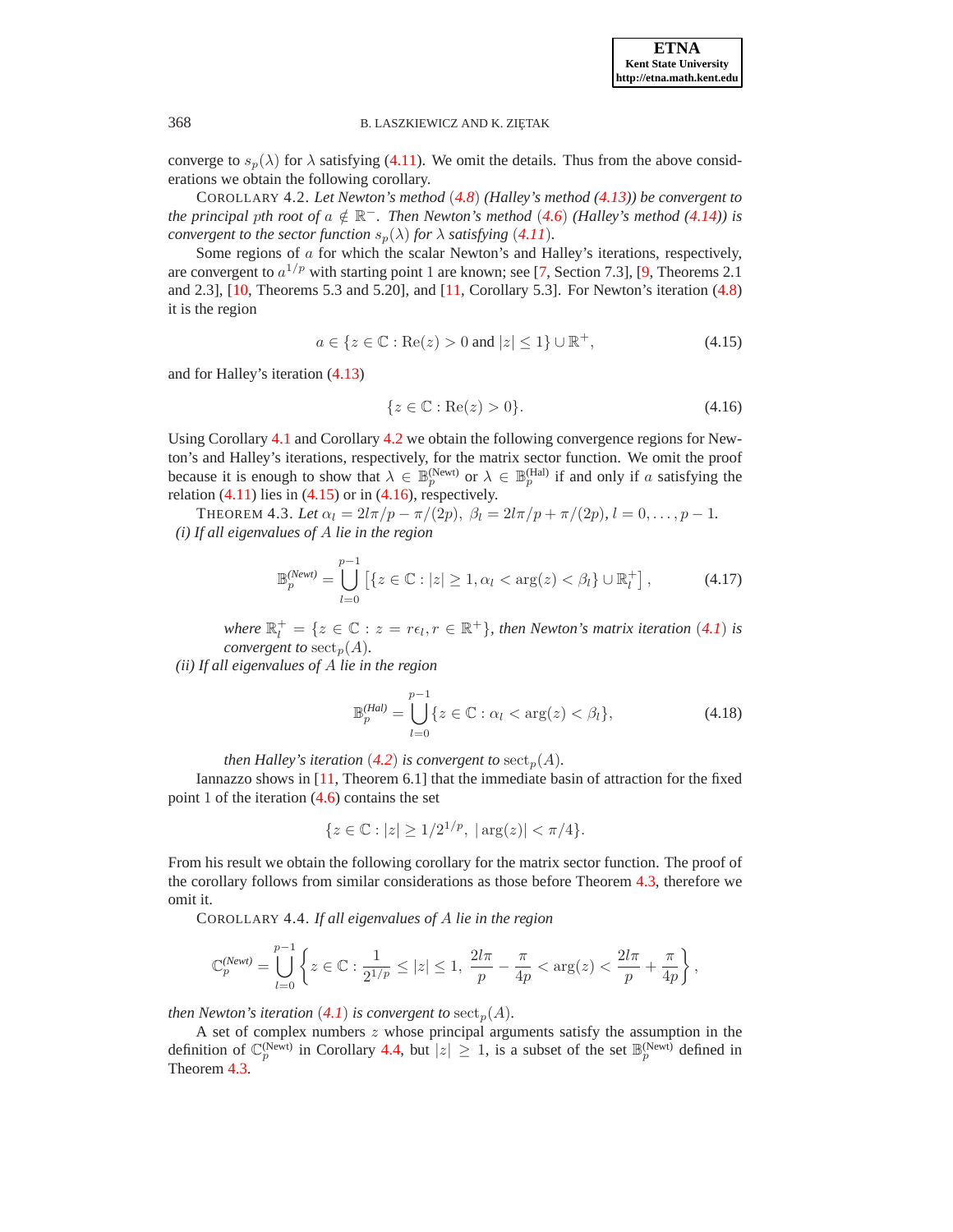converge to $s_p(\lambda)$ for $\lambda$ satisfying (4.11). We omit the details. Thus from the above considerations we obtain the following corollary.

COROLLARY 4.2. *Let Newton's method (4.8) (Halley's method (4.13)) be convergent to the principal pth root of $a \notin \mathbb{R}^-$. Then Newton's method (4.6) (Halley's method (4.14)) is convergent to the sector function $s_p(\lambda)$ for $\lambda$ satisfying (4.11).*

Some regions of $a$ for which the scalar Newton's and Halley's iterations, respectively, are convergent to $a^{1/p}$ with starting point 1 are known; see [7, Section 7.3], [9, Theorems 2.1 and 2.3], [10, Theorems 5.3 and 5.20], and [11, Corollary 5.3]. For Newton's iteration (4.8) it is the region

$$a \in \{z \in \mathbb{C} : \mathrm{Re}(z) > 0 \text{ and } |z| \leq 1\} \cup \mathbb{R}^+, \tag{4.15}$$

and for Halley's iteration (4.13)

$$\{z \in \mathbb{C} : \mathrm{Re}(z) > 0\}. \tag{4.16}$$

Using Corollary 4.1 and Corollary 4.2 we obtain the following convergence regions for Newton's and Halley's iterations, respectively, for the matrix sector function. We omit the proof because it is enough to show that $\lambda \in \mathbb{B}_p^{(\text{Newt})}$ or $\lambda \in \mathbb{B}_p^{(\text{Hal})}$ if and only if $a$ satisfying the relation (4.11) lies in (4.15) or in (4.16), respectively.

THEOREM 4.3. *Let $\alpha_l = 2l\pi/p - \pi/(2p)$, $\beta_l = 2l\pi/p + \pi/(2p)$, $l = 0, \ldots, p-1$.*
*(i) If all eigenvalues of $A$ lie in the region*

$$\mathbb{B}_p^{(\text{Newt})} = \bigcup_{l=0}^{p-1} \left[\{z \in \mathbb{C} : |z| \geq 1, \alpha_l < \arg(z) < \beta_l\} \cup \mathbb{R}_l^+\right], \tag{4.17}$$

*where $\mathbb{R}_l^+ = \{z \in \mathbb{C} : z = r\epsilon_l, r \in \mathbb{R}^+\}$, then Newton's matrix iteration (4.1) is convergent to $\mathrm{sect}_p(A)$.*
*(ii) If all eigenvalues of $A$ lie in the region*

$$\mathbb{B}_p^{(\text{Hal})} = \bigcup_{l=0}^{p-1} \{z \in \mathbb{C} : \alpha_l < \arg(z) < \beta_l\}, \tag{4.18}$$

*then Halley's iteration (4.2) is convergent to $\mathrm{sect}_p(A)$.*

Iannazzo shows in [11, Theorem 6.1] that the immediate basin of attraction for the fixed point 1 of the iteration (4.6) contains the set

$$\{z \in \mathbb{C} : |z| \geq 1/2^{1/p},\ |\arg(z)| < \pi/4\}.$$

From his result we obtain the following corollary for the matrix sector function. The proof of the corollary follows from similar considerations as those before Theorem 4.3, therefore we omit it.

COROLLARY 4.4. *If all eigenvalues of $A$ lie in the region*

$$\mathbb{C}_p^{(\text{Newt})} = \bigcup_{l=0}^{p-1} \left\{ z \in \mathbb{C} : \frac{1}{2^{1/p}} \leq |z| \leq 1,\ \frac{2l\pi}{p} - \frac{\pi}{4p} < \arg(z) < \frac{2l\pi}{p} + \frac{\pi}{4p} \right\},$$

*then Newton's iteration (4.1) is convergent to $\mathrm{sect}_p(A)$.*

A set of complex numbers $z$ whose principal arguments satisfy the assumption in the definition of $\mathbb{C}_p^{(\text{Newt})}$ in Corollary 4.4, but $|z| \geq 1$, is a subset of the set $\mathbb{B}_p^{(\text{Newt})}$ defined in Theorem 4.3.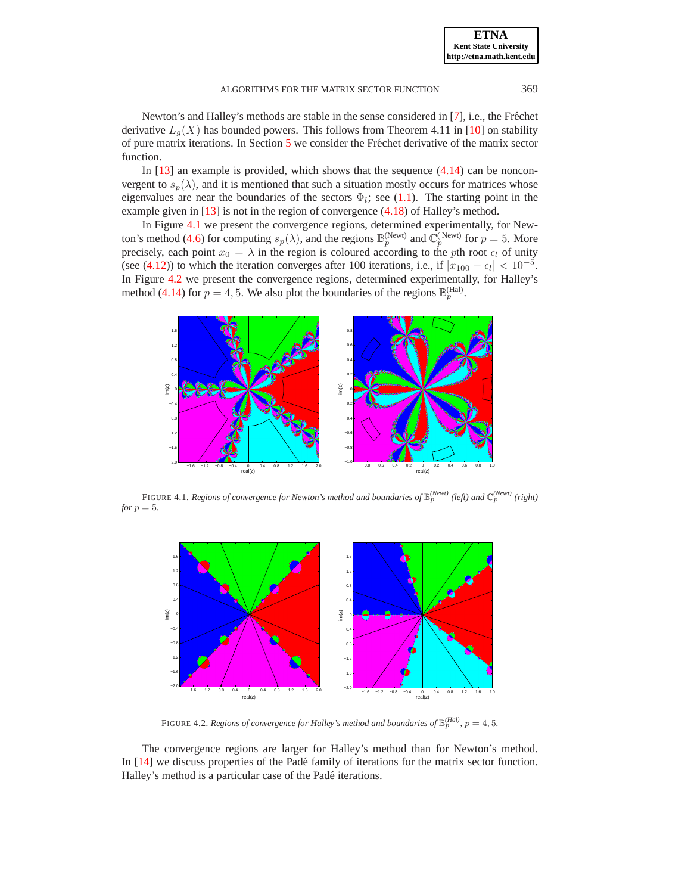Newton's and Halley's methods are stable in the sense considered in [7], i.e., the Fréchet derivative $L_g(X)$ has bounded powers. This follows from Theorem 4.11 in [10] on stability of pure matrix iterations. In Section 5 we consider the Fréchet derivative of the matrix sector function.

In [13] an example is provided, which shows that the sequence (4.14) can be nonconvergent to $s_p(\lambda)$, and it is mentioned that such a situation mostly occurs for matrices whose eigenvalues are near the boundaries of the sectors $\Phi_l$; see (1.1). The starting point in the example given in [13] is not in the region of convergence (4.18) of Halley's method.

In Figure 4.1 we present the convergence regions, determined experimentally, for Newton's method (4.6) for computing $s_p(\lambda)$, and the regions $\mathbb{B}_p^{(\text{Newt})}$ and $\mathbb{C}_p^{(\text{Newt})}$ for $p = 5$. More precisely, each point $x_0 = \lambda$ in the region is coloured according to the $p$th root $\epsilon_l$ of unity (see (4.12)) to which the iteration converges after 100 iterations, i.e., if $|x_{100} - \epsilon_l| < 10^{-5}$. In Figure 4.2 we present the convergence regions, determined experimentally, for Halley's method (4.14) for $p = 4, 5$. We also plot the boundaries of the regions $\mathbb{B}_p^{(\text{Hal})}$.

FIGURE 4.1. *Regions of convergence for Newton's method and boundaries of* $\mathbb{B}_p^{(\text{Newt})}$ *(left) and* $\mathbb{C}_p^{(\text{Newt})}$ *(right) for* $p = 5$.

FIGURE 4.2. *Regions of convergence for Halley's method and boundaries of* $\mathbb{B}_p^{(\text{Hal})}$, $p = 4, 5$.

The convergence regions are larger for Halley's method than for Newton's method. In [14] we discuss properties of the Padé family of iterations for the matrix sector function. Halley's method is a particular case of the Padé iterations.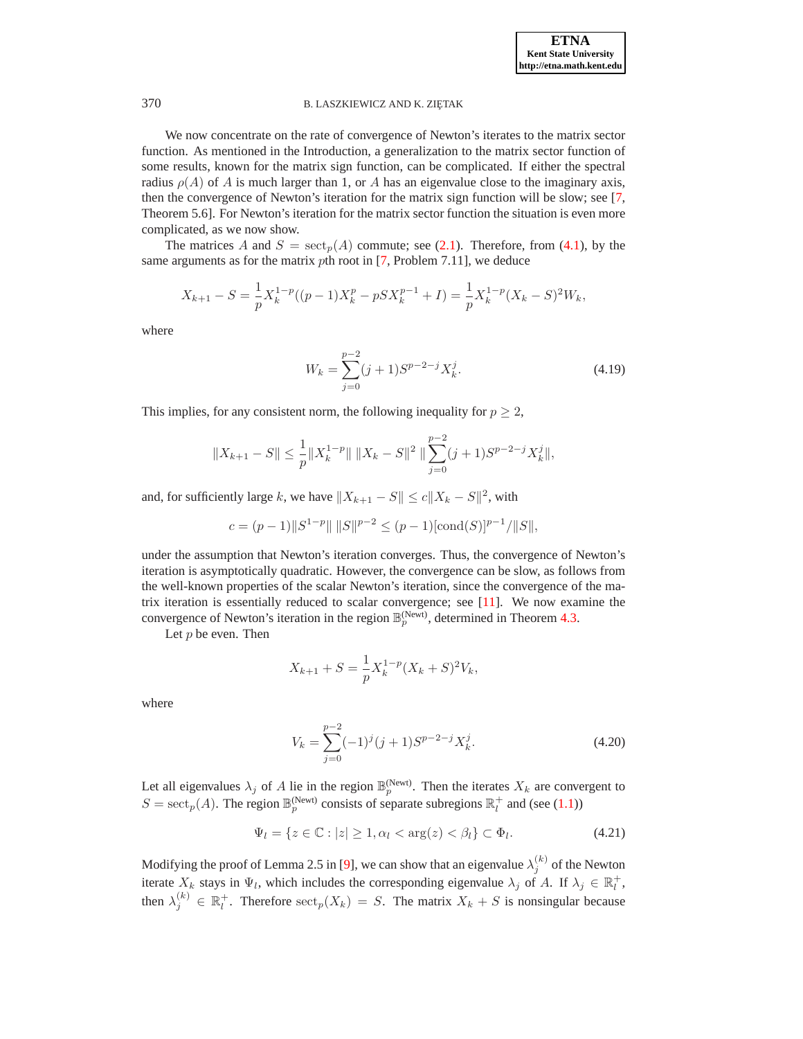We now concentrate on the rate of convergence of Newton's iterates to the matrix sector function. As mentioned in the Introduction, a generalization to the matrix sector function of some results, known for the matrix sign function, can be complicated. If either the spectral radius $\rho(A)$ of $A$ is much larger than 1, or $A$ has an eigenvalue close to the imaginary axis, then the convergence of Newton's iteration for the matrix sign function will be slow; see [7, Theorem 5.6]. For Newton's iteration for the matrix sector function the situation is even more complicated, as we now show.

The matrices $A$ and $S = \mathrm{sect}_p(A)$ commute; see (2.1). Therefore, from (4.1), by the same arguments as for the matrix $p$th root in [7, Problem 7.11], we deduce

$$X_{k+1} - S = \frac{1}{p} X_k^{1-p}((p-1)X_k^p - pSX_k^{p-1} + I) = \frac{1}{p} X_k^{1-p}(X_k - S)^2 W_k,$$

where

$$W_k = \sum_{j=0}^{p-2} (j+1) S^{p-2-j} X_k^j. \tag{4.19}$$

This implies, for any consistent norm, the following inequality for $p \geq 2$,

$$\|X_{k+1} - S\| \leq \frac{1}{p} \|X_k^{1-p}\| \, \|X_k - S\|^2 \, \|\sum_{j=0}^{p-2} (j+1) S^{p-2-j} X_k^j\|,$$

and, for sufficiently large $k$, we have $\|X_{k+1} - S\| \leq c\|X_k - S\|^2$, with

$$c = (p-1)\|S^{1-p}\| \, \|S\|^{p-2} \leq (p-1)[\mathrm{cond}(S)]^{p-1}/\|S\|,$$

under the assumption that Newton's iteration converges. Thus, the convergence of Newton's iteration is asymptotically quadratic. However, the convergence can be slow, as follows from the well-known properties of the scalar Newton's iteration, since the convergence of the matrix iteration is essentially reduced to scalar convergence; see [11]. We now examine the convergence of Newton's iteration in the region $\mathbb{B}_p^{(\text{Newt})}$, determined in Theorem 4.3.

Let $p$ be even. Then

$$X_{k+1} + S = \frac{1}{p} X_k^{1-p}(X_k + S)^2 V_k,$$

where

$$V_k = \sum_{j=0}^{p-2} (-1)^j (j+1) S^{p-2-j} X_k^j. \tag{4.20}$$

Let all eigenvalues $\lambda_j$ of $A$ lie in the region $\mathbb{B}_p^{(\text{Newt})}$. Then the iterates $X_k$ are convergent to $S = \mathrm{sect}_p(A)$. The region $\mathbb{B}_p^{(\text{Newt})}$ consists of separate subregions $\mathbb{R}_l^+$ and (see (1.1))

$$\Psi_l = \{z \in \mathbb{C} : |z| \geq 1, \alpha_l < \arg(z) < \beta_l\} \subset \Phi_l. \tag{4.21}$$

Modifying the proof of Lemma 2.5 in [9], we can show that an eigenvalue $\lambda_j^{(k)}$ of the Newton iterate $X_k$ stays in $\Psi_l$, which includes the corresponding eigenvalue $\lambda_j$ of $A$. If $\lambda_j \in \mathbb{R}_l^+$, then $\lambda_j^{(k)} \in \mathbb{R}_l^+$. Therefore $\mathrm{sect}_p(X_k) = S$. The matrix $X_k + S$ is nonsingular because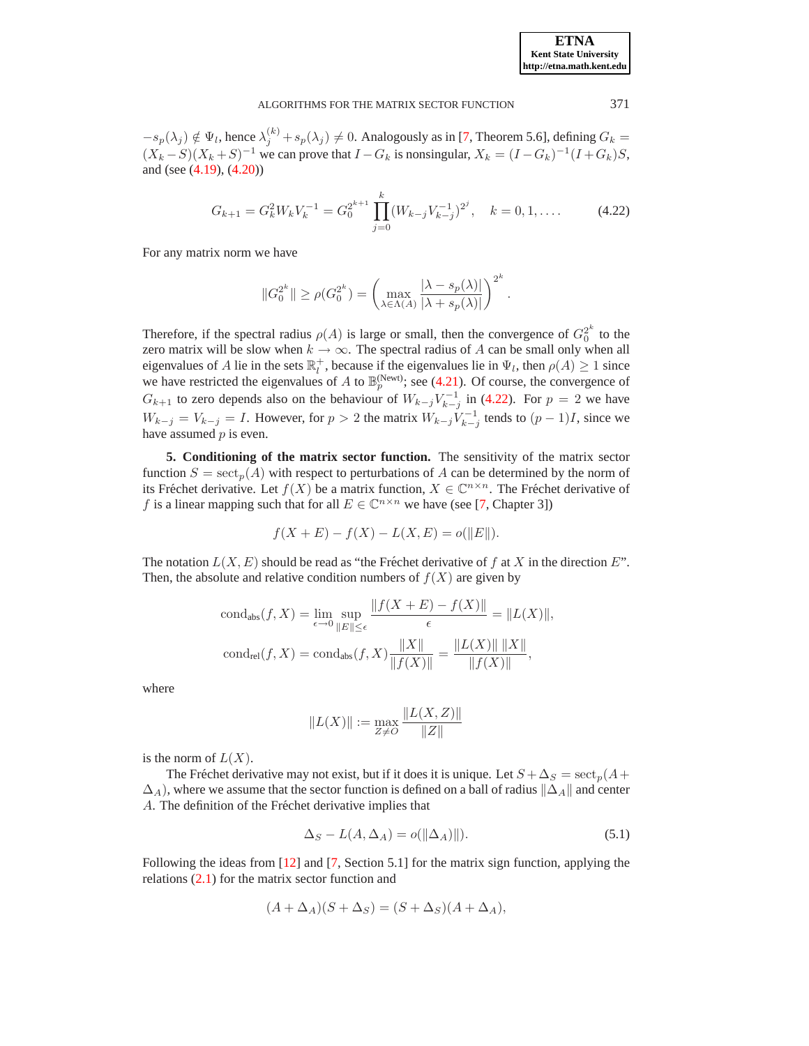$-s_p(\lambda_j) \notin \Psi_l$, hence $\lambda_j^{(k)} + s_p(\lambda_j) \neq 0$. Analogously as in [7, Theorem 5.6], defining $G_k = (X_k - S)(X_k + S)^{-1}$ we can prove that $I - G_k$ is nonsingular, $X_k = (I - G_k)^{-1}(I + G_k)S$, and (see (4.19), (4.20))

$$G_{k+1} = G_k^2 W_k V_k^{-1} = G_0^{2^{k+1}} \prod_{j=0}^{k} (W_{k-j} V_{k-j}^{-1})^{2^j}, \quad k = 0, 1, \ldots. \tag{4.22}$$

For any matrix norm we have

$$\|G_0^{2^k}\| \geq \rho(G_0^{2^k}) = \left( \max_{\lambda \in \Lambda(A)} \frac{|\lambda - s_p(\lambda)|}{|\lambda + s_p(\lambda)|} \right)^{2^k}.$$

Therefore, if the spectral radius $\rho(A)$ is large or small, then the convergence of $G_0^{2^k}$ to the zero matrix will be slow when $k \to \infty$. The spectral radius of $A$ can be small only when all eigenvalues of $A$ lie in the sets $\mathbb{R}_l^+$, because if the eigenvalues lie in $\Psi_l$, then $\rho(A) \geq 1$ since we have restricted the eigenvalues of $A$ to $\mathbb{B}_p^{(\text{Newt})}$; see (4.21). Of course, the convergence of $G_{k+1}$ to zero depends also on the behaviour of $W_{k-j} V_{k-j}^{-1}$ in (4.22). For $p = 2$ we have $W_{k-j} = V_{k-j} = I$. However, for $p > 2$ the matrix $W_{k-j} V_{k-j}^{-1}$ tends to $(p-1)I$, since we have assumed $p$ is even.

**5. Conditioning of the matrix sector function.** The sensitivity of the matrix sector function $S = \mathrm{sect}_p(A)$ with respect to perturbations of $A$ can be determined by the norm of its Fréchet derivative. Let $f(X)$ be a matrix function, $X \in \mathbb{C}^{n \times n}$. The Fréchet derivative of $f$ is a linear mapping such that for all $E \in \mathbb{C}^{n \times n}$ we have (see [7, Chapter 3])

$$f(X + E) - f(X) - L(X, E) = o(\|E\|).$$

The notation $L(X, E)$ should be read as "the Fréchet derivative of $f$ at $X$ in the direction $E$". Then, the absolute and relative condition numbers of $f(X)$ are given by

$$\mathrm{cond}_{\mathrm{abs}}(f, X) = \lim_{\epsilon \to 0} \sup_{\|E\| \leq \epsilon} \frac{\|f(X + E) - f(X)\|}{\epsilon} = \|L(X)\|,$$

$$\mathrm{cond}_{\mathrm{rel}}(f, X) = \mathrm{cond}_{\mathrm{abs}}(f, X) \frac{\|X\|}{\|f(X)\|} = \frac{\|L(X)\| \, \|X\|}{\|f(X)\|},$$

where

$$\|L(X)\| := \max_{Z \neq O} \frac{\|L(X, Z)\|}{\|Z\|}$$

is the norm of $L(X)$.

The Fréchet derivative may not exist, but if it does it is unique. Let $S + \Delta_S = \mathrm{sect}_p(A + \Delta_A)$, where we assume that the sector function is defined on a ball of radius $\|\Delta_A\|$ and center $A$. The definition of the Fréchet derivative implies that

$$\Delta_S - L(A, \Delta_A) = o(\|\Delta_A)\|). \tag{5.1}$$

Following the ideas from [12] and [7, Section 5.1] for the matrix sign function, applying the relations (2.1) for the matrix sector function and

$$(A + \Delta_A)(S + \Delta_S) = (S + \Delta_S)(A + \Delta_A),$$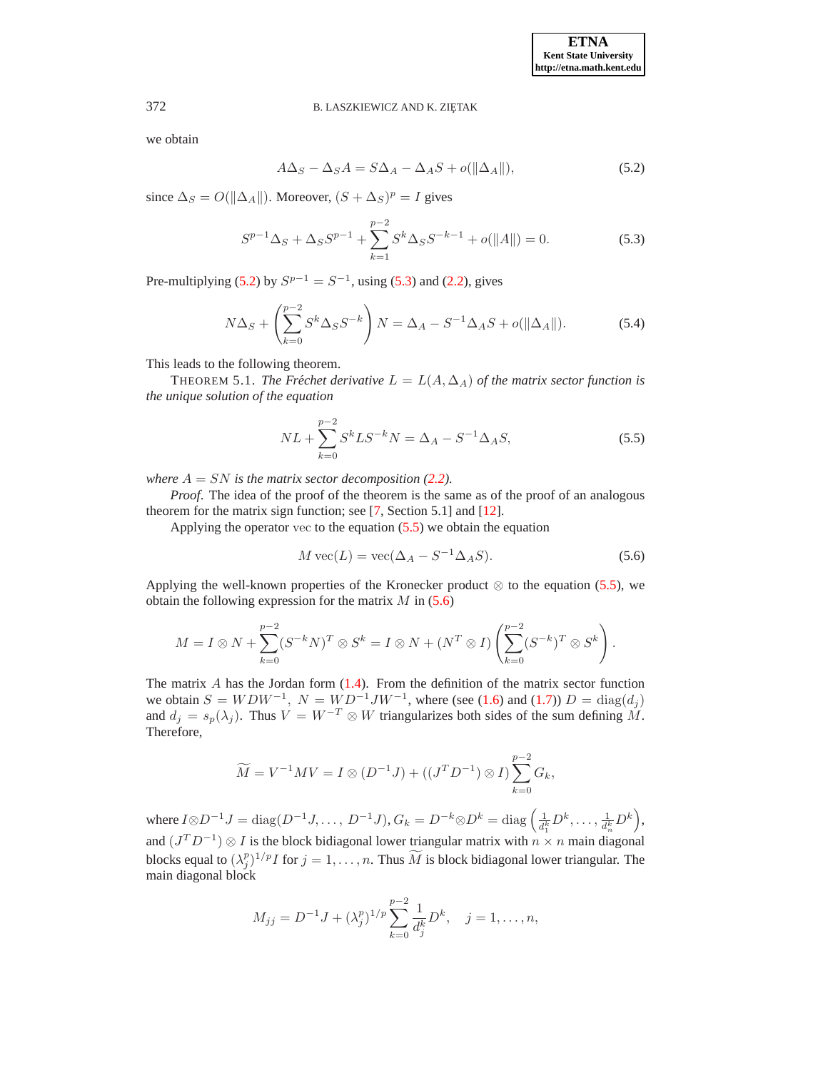we obtain

$$A\Delta_S - \Delta_S A = S\Delta_A - \Delta_A S + o(\|\Delta_A\|), \tag{5.2}$$

since $\Delta_S = O(\|\Delta_A\|)$. Moreover, $(S + \Delta_S)^p = I$ gives

$$S^{p-1}\Delta_S + \Delta_S S^{p-1} + \sum_{k=1}^{p-2} S^k \Delta_S S^{-k-1} + o(\|A\|) = 0. \tag{5.3}$$

Pre-multiplying (5.2) by $S^{p-1} = S^{-1}$, using (5.3) and (2.2), gives

$$N\Delta_S + \left(\sum_{k=0}^{p-2} S^k \Delta_S S^{-k}\right) N = \Delta_A - S^{-1}\Delta_A S + o(\|\Delta_A\|). \tag{5.4}$$

This leads to the following theorem.

THEOREM 5.1. *The Fréchet derivative $L = L(A, \Delta_A)$ of the matrix sector function is the unique solution of the equation*

$$NL + \sum_{k=0}^{p-2} S^k L S^{-k} N = \Delta_A - S^{-1}\Delta_A S, \tag{5.5}$$

*where $A = SN$ is the matrix sector decomposition (2.2).*

*Proof*. The idea of the proof of the theorem is the same as of the proof of an analogous theorem for the matrix sign function; see [7, Section 5.1] and [12].

Applying the operator vec to the equation (5.5) we obtain the equation

$$M \operatorname{vec}(L) = \operatorname{vec}(\Delta_A - S^{-1}\Delta_A S). \tag{5.6}$$

Applying the well-known properties of the Kronecker product $\otimes$ to the equation (5.5), we obtain the following expression for the matrix $M$ in (5.6)

$$M = I \otimes N + \sum_{k=0}^{p-2} (S^{-k}N)^T \otimes S^k = I \otimes N + (N^T \otimes I)\left(\sum_{k=0}^{p-2} (S^{-k})^T \otimes S^k\right).$$

The matrix $A$ has the Jordan form (1.4). From the definition of the matrix sector function we obtain $S = WDW^{-1}$, $N = WD^{-1}JW^{-1}$, where (see (1.6) and (1.7)) $D = \operatorname{diag}(d_j)$ and $d_j = s_p(\lambda_j)$. Thus $V = W^{-T} \otimes W$ triangularizes both sides of the sum defining $M$. Therefore,

$$\widetilde{M} = V^{-1}MV = I \otimes (D^{-1}J) + ((J^T D^{-1}) \otimes I)\sum_{k=0}^{p-2} G_k,$$

where $I \otimes D^{-1}J = \operatorname{diag}(D^{-1}J, \ldots, D^{-1}J)$, $G_k = D^{-k} \otimes D^k = \operatorname{diag}\left(\frac{1}{d_1^k}D^k, \ldots, \frac{1}{d_n^k}D^k\right)$, and $(J^T D^{-1}) \otimes I$ is the block bidiagonal lower triangular matrix with $n \times n$ main diagonal blocks equal to $(\lambda_j^p)^{1/p} I$ for $j = 1, \ldots, n$. Thus $\widetilde{M}$ is block bidiagonal lower triangular. The main diagonal block

$$M_{jj} = D^{-1}J + (\lambda_j^p)^{1/p} \sum_{k=0}^{p-2} \frac{1}{d_j^k} D^k, \quad j = 1, \ldots, n,$$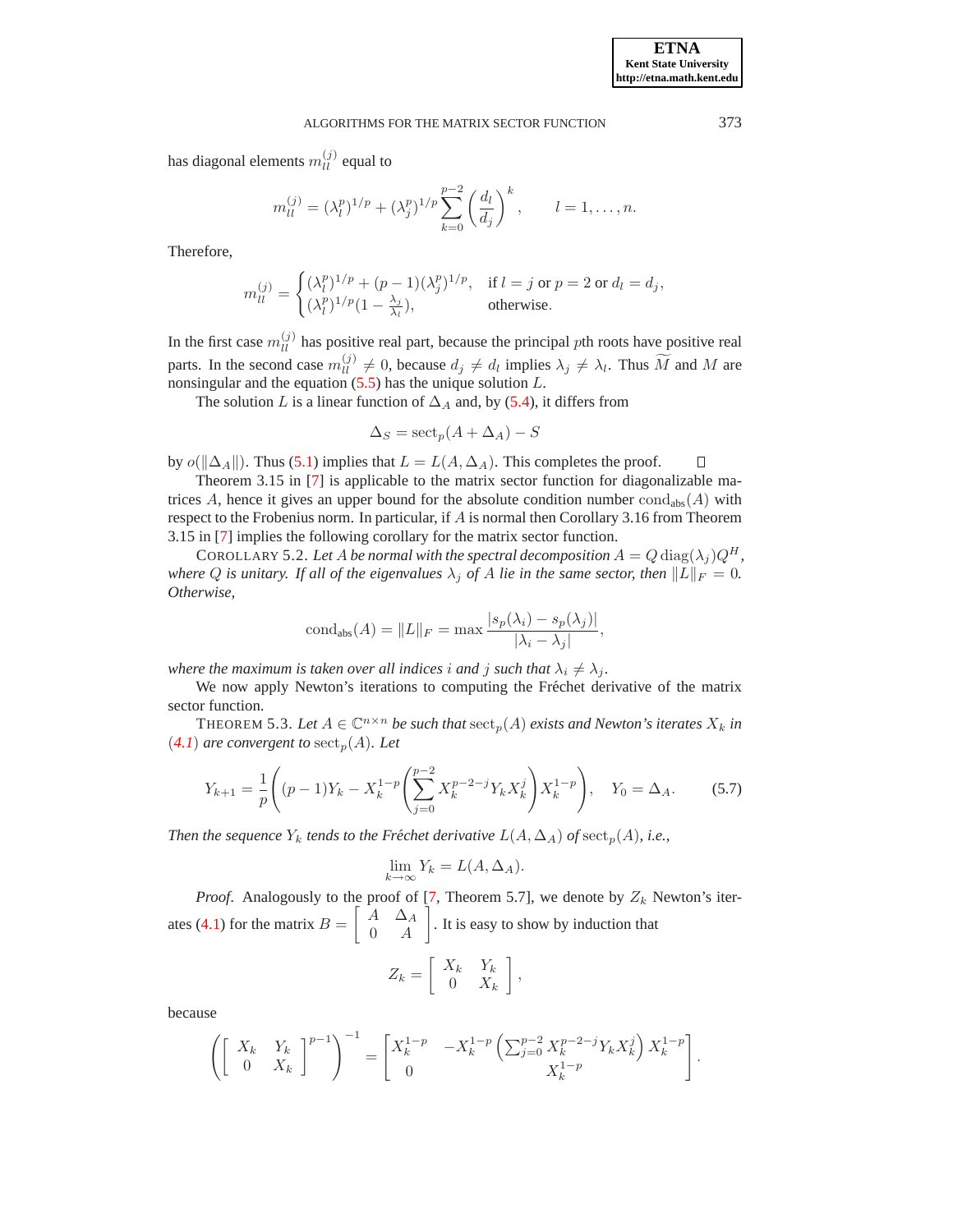has diagonal elements $m_{ll}^{(j)}$ equal to

$$m_{ll}^{(j)} = (\lambda_l^p)^{1/p} + (\lambda_j^p)^{1/p} \sum_{k=0}^{p-2} \left(\frac{d_l}{d_j}\right)^k, \qquad l = 1, \ldots, n.$$

Therefore,

$$m_{ll}^{(j)} = \begin{cases} (\lambda_l^p)^{1/p} + (p-1)(\lambda_j^p)^{1/p}, & \text{if } l = j \text{ or } p = 2 \text{ or } d_l = d_j, \\ (\lambda_l^p)^{1/p}(1 - \frac{\lambda_j}{\lambda_l}), & \text{otherwise}. \end{cases}$$

In the first case $m_{ll}^{(j)}$ has positive real part, because the principal $p$th roots have positive real parts. In the second case $m_{ll}^{(j)} \neq 0$, because $d_j \neq d_l$ implies $\lambda_j \neq \lambda_l$. Thus $\widetilde{M}$ and $M$ are nonsingular and the equation (5.5) has the unique solution $L$.

The solution $L$ is a linear function of $\Delta_A$ and, by (5.4), it differs from

$$\Delta_S = \mathrm{sect}_p(A + \Delta_A) - S$$

by $o(\|\Delta_A\|)$. Thus (5.1) implies that $L = L(A, \Delta_A)$. This completes the proof. $\square$

Theorem 3.15 in [7] is applicable to the matrix sector function for diagonalizable matrices $A$, hence it gives an upper bound for the absolute condition number $\mathrm{cond}_{\mathrm{abs}}(A)$ with respect to the Frobenius norm. In particular, if $A$ is normal then Corollary 3.16 from Theorem 3.15 in [7] implies the following corollary for the matrix sector function.

COROLLARY 5.2. *Let $A$ be normal with the spectral decomposition $A = Q\,\mathrm{diag}(\lambda_j)Q^H$, where $Q$ is unitary. If all of the eigenvalues $\lambda_j$ of $A$ lie in the same sector, then $\|L\|_F = 0$. Otherwise,*

$$\mathrm{cond}_{\mathrm{abs}}(A) = \|L\|_F = \max \frac{|s_p(\lambda_i) - s_p(\lambda_j)|}{|\lambda_i - \lambda_j|},$$

*where the maximum is taken over all indices $i$ and $j$ such that $\lambda_i \neq \lambda_j$.*

We now apply Newton's iterations to computing the Fréchet derivative of the matrix sector function.

THEOREM 5.3. *Let $A \in \mathbb{C}^{n\times n}$ be such that $\mathrm{sect}_p(A)$ exists and Newton's iterates $X_k$ in (4.1) are convergent to $\mathrm{sect}_p(A)$. Let*

$$Y_{k+1} = \frac{1}{p}\left((p-1)Y_k - X_k^{1-p}\left(\sum_{j=0}^{p-2} X_k^{p-2-j} Y_k X_k^j\right) X_k^{1-p}\right), \quad Y_0 = \Delta_A. \tag{5.7}$$

*Then the sequence $Y_k$ tends to the Fréchet derivative $L(A, \Delta_A)$ of $\mathrm{sect}_p(A)$, i.e.,*

$$\lim_{k\to\infty} Y_k = L(A, \Delta_A).$$

*Proof*. Analogously to the proof of [7, Theorem 5.7], we denote by $Z_k$ Newton's iterates (4.1) for the matrix $B = \begin{bmatrix} A & \Delta_A \\ 0 & A \end{bmatrix}$. It is easy to show by induction that

$$Z_k = \begin{bmatrix} X_k & Y_k \\ 0 & X_k \end{bmatrix},$$

because

$$\left(\begin{bmatrix} X_k & Y_k \\ 0 & X_k \end{bmatrix}^{p-1}\right)^{-1} = \begin{bmatrix} X_k^{1-p} & -X_k^{1-p}\left(\sum_{j=0}^{p-2} X_k^{p-2-j} Y_k X_k^j\right) X_k^{1-p} \\ 0 & X_k^{1-p} \end{bmatrix}.$$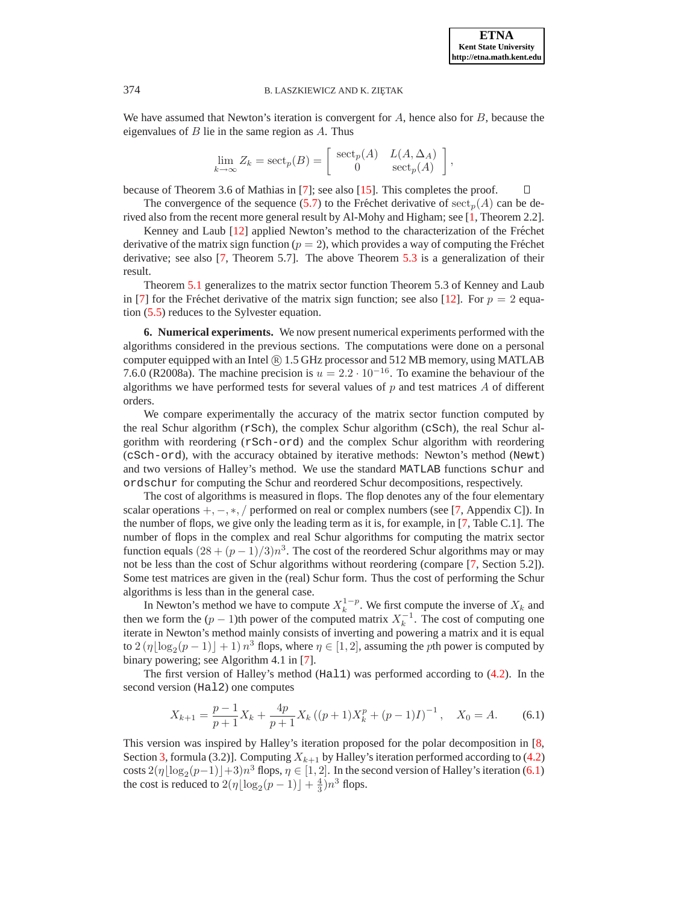We have assumed that Newton's iteration is convergent for $A$, hence also for $B$, because the eigenvalues of $B$ lie in the same region as $A$. Thus

$$\lim_{k\to\infty} Z_k = \operatorname{sect}_p(B) = \begin{bmatrix} \operatorname{sect}_p(A) & L(A,\Delta_A) \\ 0 & \operatorname{sect}_p(A) \end{bmatrix},$$

because of Theorem 3.6 of Mathias in [7]; see also [15]. This completes the proof. $\square$

The convergence of the sequence (5.7) to the Fréchet derivative of $\operatorname{sect}_p(A)$ can be derived also from the recent more general result by Al-Mohy and Higham; see [1, Theorem 2.2].

Kenney and Laub [12] applied Newton's method to the characterization of the Fréchet derivative of the matrix sign function ($p = 2$), which provides a way of computing the Fréchet derivative; see also [7, Theorem 5.7]. The above Theorem 5.3 is a generalization of their result.

Theorem 5.1 generalizes to the matrix sector function Theorem 5.3 of Kenney and Laub in [7] for the Fréchet derivative of the matrix sign function; see also [12]. For $p = 2$ equation (5.5) reduces to the Sylvester equation.

## 6. Numerical experiments.

We now present numerical experiments performed with the algorithms considered in the previous sections. The computations were done on a personal computer equipped with an Intel ® 1.5 GHz processor and 512 MB memory, using MATLAB 7.6.0 (R2008a). The machine precision is $u = 2.2\cdot 10^{-16}$. To examine the behaviour of the algorithms we have performed tests for several values of $p$ and test matrices $A$ of different orders.

We compare experimentally the accuracy of the matrix sector function computed by the real Schur algorithm (`rSch`), the complex Schur algorithm (`cSch`), the real Schur algorithm with reordering (`rSch-ord`) and the complex Schur algorithm with reordering (`cSch-ord`), with the accuracy obtained by iterative methods: Newton's method (`Newt`) and two versions of Halley's method. We use the standard `MATLAB` functions `schur` and `ordschur` for computing the Schur and reordered Schur decompositions, respectively.

The cost of algorithms is measured in flops. The flop denotes any of the four elementary scalar operations $+, -, *, /$ performed on real or complex numbers (see [7, Appendix C]). In the number of flops, we give only the leading term as it is, for example, in [7, Table C.1]. The number of flops in the complex and real Schur algorithms for computing the matrix sector function equals $(28 + (p-1)/3)n^3$. The cost of the reordered Schur algorithms may or may not be less than the cost of Schur algorithms without reordering (compare [7, Section 5.2]). Some test matrices are given in the (real) Schur form. Thus the cost of performing the Schur algorithms is less than in the general case.

In Newton's method we have to compute $X_k^{1-p}$. We first compute the inverse of $X_k$ and then we form the $(p-1)$th power of the computed matrix $X_k^{-1}$. The cost of computing one iterate in Newton's method mainly consists of inverting and powering a matrix and it is equal to $2\left(\eta\lfloor\log_2(p-1)\rfloor + 1\right)n^3$ flops, where $\eta \in [1,2]$, assuming the $p$th power is computed by binary powering; see Algorithm 4.1 in [7].

The first version of Halley's method (`Hal1`) was performed according to (4.2). In the second version (`Hal2`) one computes

$$X_{k+1} = \frac{p-1}{p+1}X_k + \frac{4p}{p+1}X_k\left((p+1)X_k^p + (p-1)I\right)^{-1}, \quad X_0 = A. \tag{6.1}$$

This version was inspired by Halley's iteration proposed for the polar decomposition in [8, Section 3, formula (3.2)]. Computing $X_{k+1}$ by Halley's iteration performed according to (4.2) costs $2(\eta\lfloor\log_2(p-1)\rfloor + 3)n^3$ flops, $\eta \in [1,2]$. In the second version of Halley's iteration (6.1) the cost is reduced to $2(\eta\lfloor\log_2(p-1)\rfloor + \frac{4}{3})n^3$ flops.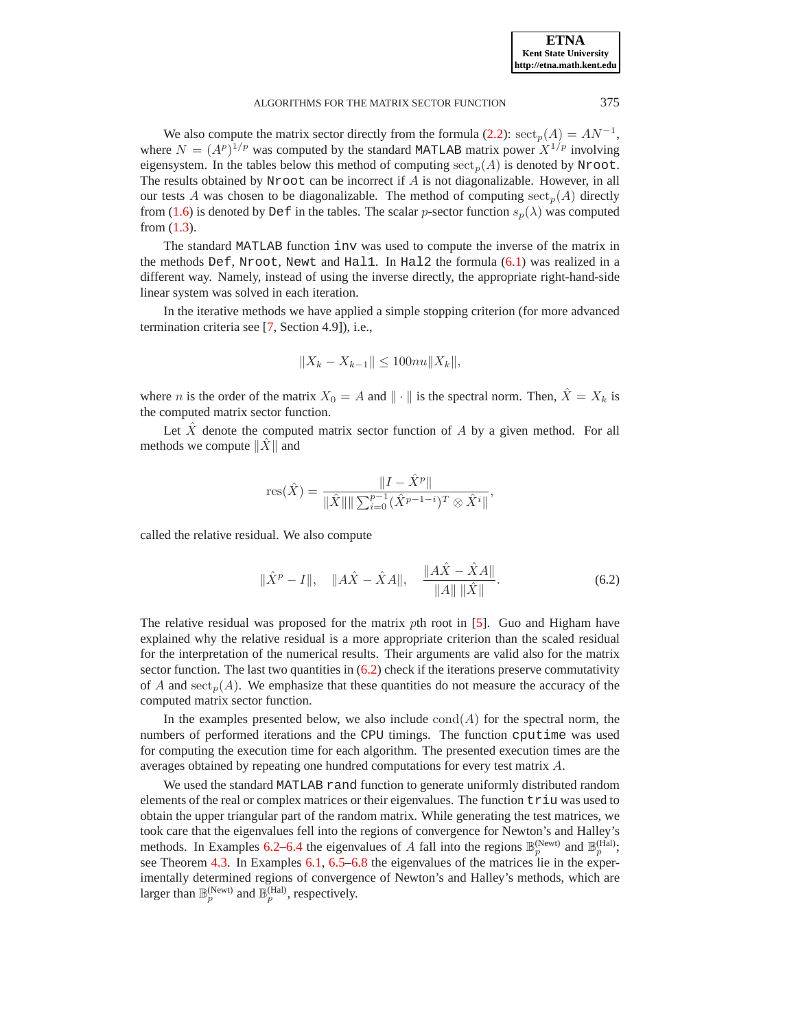We also compute the matrix sector directly from the formula (2.2): $\mathrm{sect}_p(A) = AN^{-1}$, where $N = (A^p)^{1/p}$ was computed by the standard MATLAB matrix power $X^{1/p}$ involving eigensystem. In the tables below this method of computing $\mathrm{sect}_p(A)$ is denoted by `Nroot`. The results obtained by `Nroot` can be incorrect if $A$ is not diagonalizable. However, in all our tests $A$ was chosen to be diagonalizable. The method of computing $\mathrm{sect}_p(A)$ directly from (1.6) is denoted by `Def` in the tables. The scalar $p$-sector function $s_p(\lambda)$ was computed from (1.3).

The standard MATLAB function `inv` was used to compute the inverse of the matrix in the methods `Def`, `Nroot`, `Newt` and `Hal1`. In `Hal2` the formula (6.1) was realized in a different way. Namely, instead of using the inverse directly, the appropriate right-hand-side linear system was solved in each iteration.

In the iterative methods we have applied a simple stopping criterion (for more advanced termination criteria see [7, Section 4.9]), i.e.,

$$\|X_k - X_{k-1}\| \leq 100nu\|X_k\|,$$

where $n$ is the order of the matrix $X_0 = A$ and $\|\cdot\|$ is the spectral norm. Then, $\hat{X} = X_k$ is the computed matrix sector function.

Let $\hat{X}$ denote the computed matrix sector function of $A$ by a given method. For all methods we compute $\|\hat{X}\|$ and

$$\mathrm{res}(\hat{X}) = \frac{\|I - \hat{X}^p\|}{\|\hat{X}\| \|\sum_{i=0}^{p-1} (\hat{X}^{p-1-i})^T \otimes \hat{X}^i\|},$$

called the relative residual. We also compute

$$\|\hat{X}^p - I\|, \quad \|A\hat{X} - \hat{X}A\|, \quad \frac{\|A\hat{X} - \hat{X}A\|}{\|A\| \, \|\hat{X}\|}. \tag{6.2}$$

The relative residual was proposed for the matrix $p$th root in [5]. Guo and Higham have explained why the relative residual is a more appropriate criterion than the scaled residual for the interpretation of the numerical results. Their arguments are valid also for the matrix sector function. The last two quantities in (6.2) check if the iterations preserve commutativity of $A$ and $\mathrm{sect}_p(A)$. We emphasize that these quantities do not measure the accuracy of the computed matrix sector function.

In the examples presented below, we also include $\mathrm{cond}(A)$ for the spectral norm, the numbers of performed iterations and the CPU timings. The function `cputime` was used for computing the execution time for each algorithm. The presented execution times are the averages obtained by repeating one hundred computations for every test matrix $A$.

We used the standard MATLAB `rand` function to generate uniformly distributed random elements of the real or complex matrices or their eigenvalues. The function `triu` was used to obtain the upper triangular part of the random matrix. While generating the test matrices, we took care that the eigenvalues fell into the regions of convergence for Newton's and Halley's methods. In Examples 6.2–6.4 the eigenvalues of $A$ fall into the regions $\mathbb{B}_p^{(\mathrm{Newt})}$ and $\mathbb{B}_p^{(\mathrm{Hal})}$; see Theorem 4.3. In Examples 6.1, 6.5–6.8 the eigenvalues of the matrices lie in the experimentally determined regions of convergence of Newton's and Halley's methods, which are larger than $\mathbb{B}_p^{(\mathrm{Newt})}$ and $\mathbb{B}_p^{(\mathrm{Hal})}$, respectively.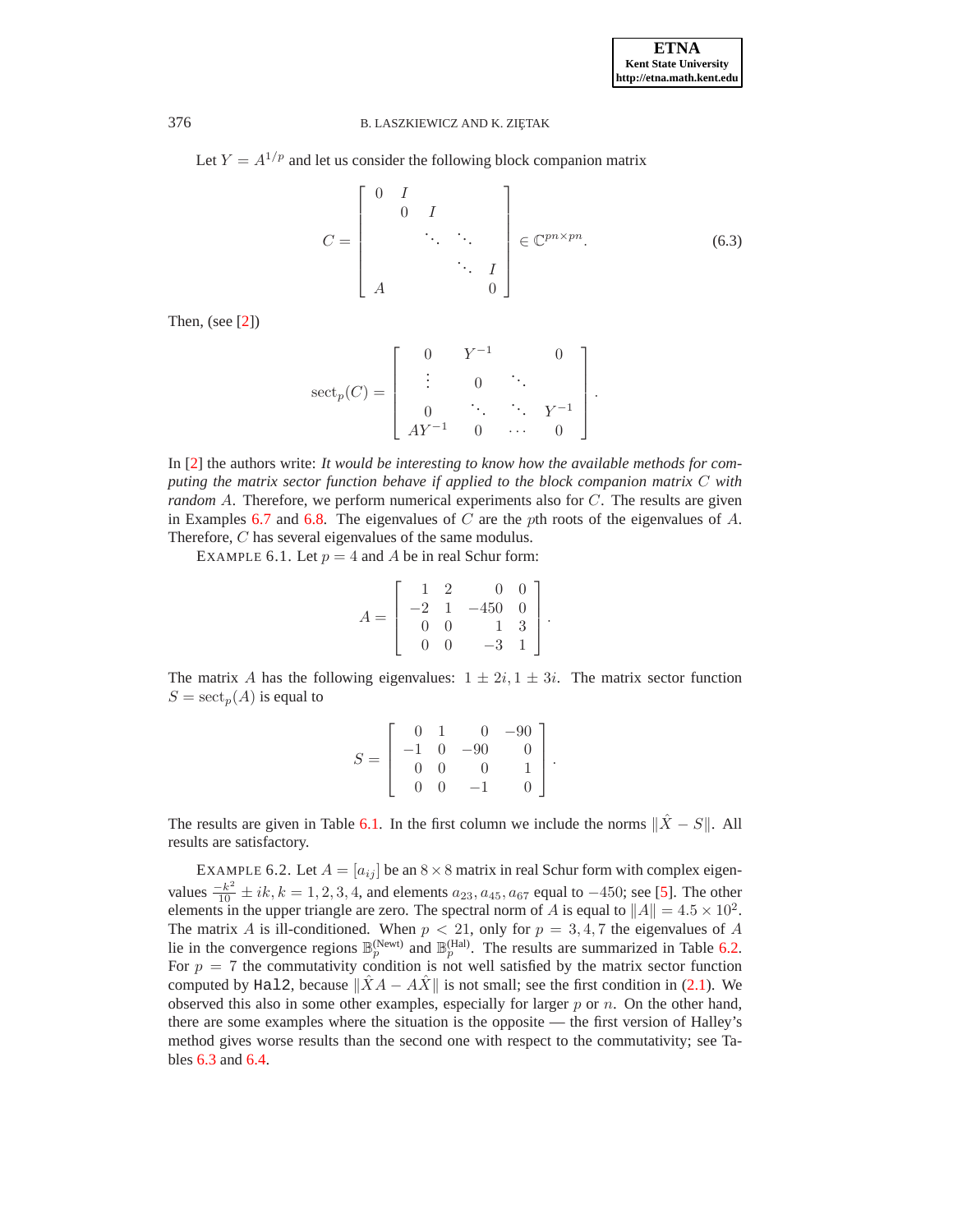Let $Y = A^{1/p}$ and let us consider the following block companion matrix

$$C = \begin{bmatrix} 0 & I & & & \\ & 0 & I & & \\ & & \ddots & \ddots & \\ & & & \ddots & I \\ A & & & & 0 \end{bmatrix} \in \mathbb{C}^{pn \times pn}. \tag{6.3}$$

Then, (see [2])

$$\operatorname{sect}_p(C) = \begin{bmatrix} 0 & Y^{-1} & & 0 \\ \vdots & 0 & \ddots & \\ 0 & \ddots & \ddots & Y^{-1} \\ AY^{-1} & 0 & \cdots & 0 \end{bmatrix}.$$

In [2] the authors write: *It would be interesting to know how the available methods for computing the matrix sector function behave if applied to the block companion matrix $C$ with random $A$.* Therefore, we perform numerical experiments also for $C$. The results are given in Examples 6.7 and 6.8. The eigenvalues of $C$ are the $p$th roots of the eigenvalues of $A$. Therefore, $C$ has several eigenvalues of the same modulus.

EXAMPLE 6.1. Let $p = 4$ and $A$ be in real Schur form:

$$A = \begin{bmatrix} 1 & 2 & 0 & 0 \\ -2 & 1 & -450 & 0 \\ 0 & 0 & 1 & 3 \\ 0 & 0 & -3 & 1 \end{bmatrix}.$$

The matrix $A$ has the following eigenvalues: $1 \pm 2i, 1 \pm 3i$. The matrix sector function $S = \operatorname{sect}_p(A)$ is equal to

$$S = \begin{bmatrix} 0 & 1 & 0 & -90 \\ -1 & 0 & -90 & 0 \\ 0 & 0 & 0 & 1 \\ 0 & 0 & -1 & 0 \end{bmatrix}.$$

The results are given in Table 6.1. In the first column we include the norms $\|\hat{X} - S\|$. All results are satisfactory.

EXAMPLE 6.2. Let $A = [a_{ij}]$ be an $8 \times 8$ matrix in real Schur form with complex eigenvalues $\frac{-k^2}{10} \pm ik, k = 1, 2, 3, 4$, and elements $a_{23}, a_{45}, a_{67}$ equal to $-450$; see [5]. The other elements in the upper triangle are zero. The spectral norm of $A$ is equal to $\|A\| = 4.5 \times 10^2$. The matrix $A$ is ill-conditioned. When $p < 21$, only for $p = 3, 4, 7$ the eigenvalues of $A$ lie in the convergence regions $\mathbb{B}_p^{(\text{Newt})}$ and $\mathbb{B}_p^{(\text{Hal})}$. The results are summarized in Table 6.2. For $p = 7$ the commutativity condition is not well satisfied by the matrix sector function computed by `Hal2`, because $\|\hat{X}A - A\hat{X}\|$ is not small; see the first condition in (2.1). We observed this also in some other examples, especially for larger $p$ or $n$. On the other hand, there are some examples where the situation is the opposite — the first version of Halley's method gives worse results than the second one with respect to the commutativity; see Tables 6.3 and 6.4.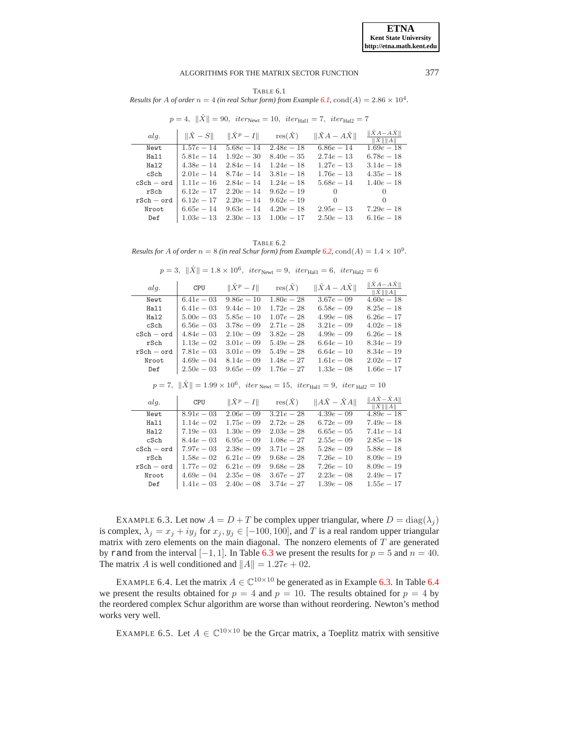TABLE 6.1
*Results for $A$ of order $n = 4$ (in real Schur form) from Example 6.1,* $\mathrm{cond}(A) = 2.86 \times 10^4$.

$p = 4,\ \|\hat{X}\| = 90,\ iter_{\text{Newt}} = 10,\ iter_{\text{Hal1}} = 7,\ iter_{\text{Hal2}} = 7$

| $alg.$ | $\|\hat{X} - S\|$ | $\|\hat{X}^p - I\|$ | $\mathrm{res}(\hat{X})$ | $\|\hat{X}A - A\hat{X}\|$ | $\frac{\|\hat{X}A - A\hat{X}\|}{\|\hat{X}\|\|A\|}$ |
|---|---|---|---|---|---|
| Newt | $1.57e-14$ | $5.68e-14$ | $2.48e-18$ | $6.86e-14$ | $1.69e-18$ |
| Hal1 | $5.81e-14$ | $1.92e-30$ | $8.40e-35$ | $2.74e-13$ | $6.78e-18$ |
| Hal2 | $4.38e-14$ | $2.84e-14$ | $1.24e-18$ | $1.27e-13$ | $3.14e-18$ |
| cSch | $2.01e-14$ | $8.74e-14$ | $3.81e-18$ | $1.76e-13$ | $4.35e-18$ |
| cSch − ord | $1.11e-16$ | $2.84e-14$ | $1.24e-18$ | $5.68e-14$ | $1.40e-18$ |
| rSch | $6.12e-17$ | $2.20e-14$ | $9.62e-19$ | $0$ | $0$ |
| rSch − ord | $6.12e-17$ | $2.20e-14$ | $9.62e-19$ | $0$ | $0$ |
| Nroot | $6.65e-14$ | $9.63e-14$ | $4.20e-18$ | $2.95e-13$ | $7.29e-18$ |
| Def | $1.03e-13$ | $2.30e-13$ | $1.00e-17$ | $2.50e-13$ | $6.16e-18$ |

TABLE 6.2
*Results for $A$ of order $n = 8$ (in real Schur form) from Example 6.2,* $\mathrm{cond}(A) = 1.4 \times 10^9$.

$p = 3,\ \|\hat{X}\| = 1.8 \times 10^6,\ iter_{\text{Newt}} = 9,\ iter_{\text{Hal1}} = 6,\ iter_{\text{Hal2}} = 6$

| $alg.$ | CPU | $\|\hat{X}^p - I\|$ | $\mathrm{res}(\hat{X})$ | $\|\hat{X}A - A\hat{X}\|$ | $\frac{\|\hat{X}A - A\hat{X}\|}{\|\hat{X}\|\|A\|}$ |
|---|---|---|---|---|---|
| Newt | $6.41e-03$ | $9.86e-10$ | $1.80e-28$ | $3.67e-09$ | $4.60e-18$ |
| Hal1 | $6.41e-03$ | $9.44e-10$ | $1.72e-28$ | $6.58e-09$ | $8.25e-18$ |
| Hal2 | $5.00e-03$ | $5.85e-10$ | $1.07e-28$ | $4.99e-08$ | $6.26e-17$ |
| cSch | $6.56e-03$ | $3.78e-09$ | $2.71e-28$ | $3.21e-09$ | $4.02e-18$ |
| cSch − ord | $4.84e-03$ | $2.10e-09$ | $3.82e-28$ | $4.99e-09$ | $6.26e-18$ |
| rSch | $1.13e-02$ | $3.01e-09$ | $5.49e-28$ | $6.64e-10$ | $8.34e-19$ |
| rSch − ord | $7.81e-03$ | $3.01e-09$ | $5.49e-28$ | $6.64e-10$ | $8.34e-19$ |
| Nroot | $4.69e-04$ | $8.14e-09$ | $1.48e-27$ | $1.61e-08$ | $2.02e-17$ |
| Def | $2.50e-03$ | $9.65e-09$ | $1.76e-27$ | $1.33e-08$ | $1.66e-17$ |

$p = 7,\ \|\hat{X}\| = 1.99 \times 10^6,\ iter_{\text{Newt}} = 15,\ iter_{\text{Hal1}} = 9,\ iter_{\text{Hal2}} = 10$

| $alg.$ | CPU | $\|\hat{X}^p - I\|$ | $\mathrm{res}(\hat{X})$ | $\|A\hat{X} - \hat{X}A\|$ | $\frac{\|A\hat{X} - \hat{X}A\|}{\|\hat{X}\|\|A\|}$ |
|---|---|---|---|---|---|
| Newt | $8.91e-03$ | $2.06e-09$ | $3.21e-28$ | $4.39e-09$ | $4.89e-18$ |
| Hal1 | $1.14e-02$ | $1.75e-09$ | $2.72e-28$ | $6.72e-09$ | $7.49e-18$ |
| Hal2 | $7.19e-03$ | $1.30e-09$ | $2.03e-28$ | $6.65e-05$ | $7.41e-14$ |
| cSch | $8.44e-03$ | $6.95e-09$ | $1.08e-27$ | $2.55e-09$ | $2.85e-18$ |
| cSch − ord | $7.97e-03$ | $2.38e-09$ | $3.71e-28$ | $5.28e-09$ | $5.88e-18$ |
| rSch | $1.58e-02$ | $6.21e-09$ | $9.68e-28$ | $7.26e-10$ | $8.09e-19$ |
| rSch − ord | $1.77e-02$ | $6.21e-09$ | $9.68e-28$ | $7.26e-10$ | $8.09e-19$ |
| Nroot | $4.69e-04$ | $2.35e-08$ | $3.67e-27$ | $2.23e-08$ | $2.49e-17$ |
| Def | $1.41e-03$ | $2.40e-08$ | $3.74e-27$ | $1.39e-08$ | $1.55e-17$ |

EXAMPLE 6.3. Let now $A = D + T$ be complex upper triangular, where $D = \mathrm{diag}(\lambda_j)$ is complex, $\lambda_j = x_j + iy_j$ for $x_j, y_j \in [-100, 100]$, and $T$ is a real random upper triangular matrix with zero elements on the main diagonal. The nonzero elements of $T$ are generated by `rand` from the interval $[-1, 1]$. In Table 6.3 we present the results for $p = 5$ and $n = 40$. The matrix $A$ is well conditioned and $\|A\| = 1.27e+02$.

EXAMPLE 6.4. Let the matrix $A \in \mathbb{C}^{10\times 10}$ be generated as in Example 6.3. In Table 6.4 we present the results obtained for $p = 4$ and $p = 10$. The results obtained for $p = 4$ by the reordered complex Schur algorithm are worse than without reordering. Newton's method works very well.

EXAMPLE 6.5. Let $A \in \mathbb{C}^{10\times 10}$ be the Grcar matrix, a Toeplitz matrix with sensitive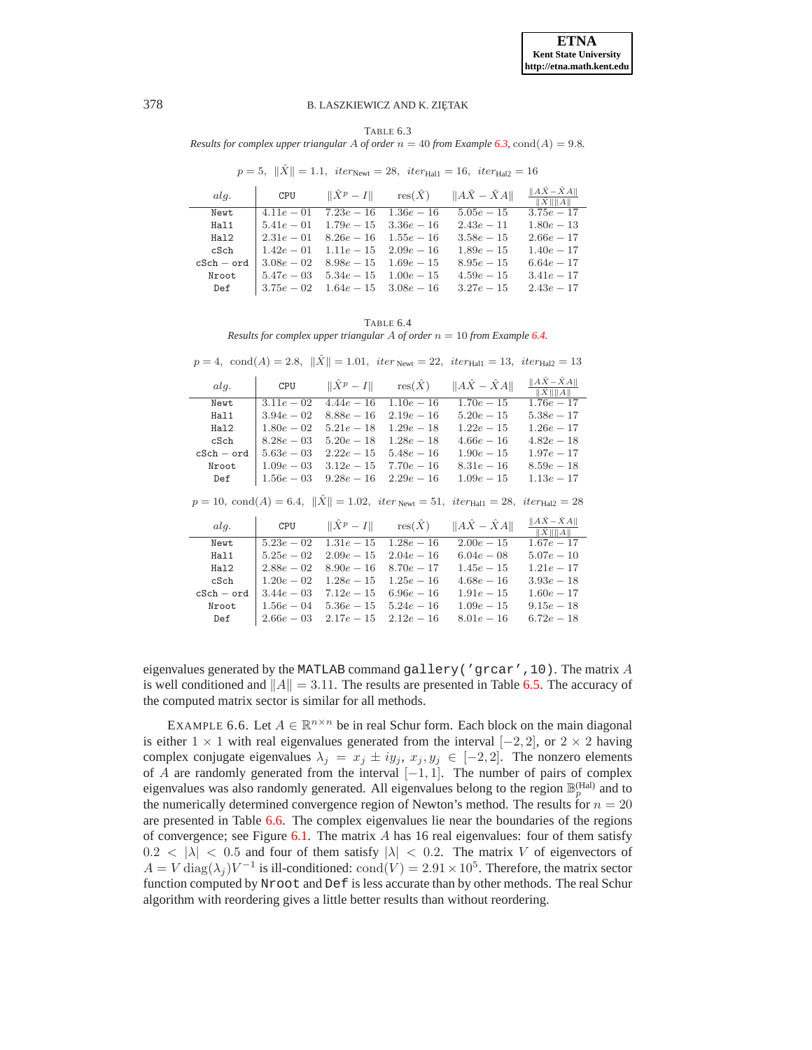TABLE 6.3
*Results for complex upper triangular $A$ of order $n = 40$ from Example 6.3*, $\mathrm{cond}(A) = 9.8$.

$p = 5,\ \|\hat{X}\| = 1.1,\ iter_{\mathrm{Newt}} = 28,\ iter_{\mathrm{Hal1}} = 16,\ iter_{\mathrm{Hal2}} = 16$

| *alg.* | CPU | $\|\hat{X}^p - I\|$ | $\mathrm{res}(\hat{X})$ | $\|A\hat{X} - \hat{X}A\|$ | $\frac{\|A\hat{X}-\hat{X}A\|}{\|\hat{X}\|\|A\|}$ |
|---|---|---|---|---|---|
| Newt | $4.11e-01$ | $7.23e-16$ | $1.36e-16$ | $5.05e-15$ | $3.75e-17$ |
| Hal1 | $5.41e-01$ | $1.79e-15$ | $3.36e-16$ | $2.43e-11$ | $1.80e-13$ |
| Hal2 | $2.31e-01$ | $8.26e-16$ | $1.55e-16$ | $3.58e-15$ | $2.66e-17$ |
| cSch | $1.42e-01$ | $1.11e-15$ | $2.09e-16$ | $1.89e-15$ | $1.40e-17$ |
| cSch − ord | $3.08e-02$ | $8.98e-15$ | $1.69e-15$ | $8.95e-15$ | $6.64e-17$ |
| Nroot | $5.47e-03$ | $5.34e-15$ | $1.00e-15$ | $4.59e-15$ | $3.41e-17$ |
| Def | $3.75e-02$ | $1.64e-15$ | $3.08e-16$ | $3.27e-15$ | $2.43e-17$ |

TABLE 6.4
*Results for complex upper triangular $A$ of order $n = 10$ from Example 6.4.*

$p = 4,\ \mathrm{cond}(A) = 2.8,\ \|\hat{X}\| = 1.01,\ iter_{\mathrm{Newt}} = 22,\ iter_{\mathrm{Hal1}} = 13,\ iter_{\mathrm{Hal2}} = 13$

| *alg.* | CPU | $\|\hat{X}^p - I\|$ | $\mathrm{res}(\hat{X})$ | $\|A\hat{X} - \hat{X}A\|$ | $\frac{\|A\hat{X}-\hat{X}A\|}{\|\hat{X}\|\|A\|}$ |
|---|---|---|---|---|---|
| Newt | $3.11e-02$ | $4.44e-16$ | $1.10e-16$ | $1.70e-15$ | $1.76e-17$ |
| Hal1 | $3.94e-02$ | $8.88e-16$ | $2.19e-16$ | $5.20e-15$ | $5.38e-17$ |
| Hal2 | $1.80e-02$ | $5.21e-18$ | $1.29e-18$ | $1.22e-15$ | $1.26e-17$ |
| cSch | $8.28e-03$ | $5.20e-18$ | $1.28e-18$ | $4.66e-16$ | $4.82e-18$ |
| cSch − ord | $5.63e-03$ | $2.22e-15$ | $5.48e-16$ | $1.90e-15$ | $1.97e-17$ |
| Nroot | $1.09e-03$ | $3.12e-15$ | $7.70e-16$ | $8.31e-16$ | $8.59e-18$ |
| Def | $1.56e-03$ | $9.28e-16$ | $2.29e-16$ | $1.09e-15$ | $1.13e-17$ |

$p = 10,\ \mathrm{cond}(A) = 6.4,\ \|\hat{X}\| = 1.02,\ iter_{\mathrm{Newt}} = 51,\ iter_{\mathrm{Hal1}} = 28,\ iter_{\mathrm{Hal2}} = 28$

| *alg.* | CPU | $\|\hat{X}^p - I\|$ | $\mathrm{res}(\hat{X})$ | $\|A\hat{X} - \hat{X}A\|$ | $\frac{\|A\hat{X}-\hat{X}A\|}{\|\hat{X}\|\|A\|}$ |
|---|---|---|---|---|---|
| Newt | $5.23e-02$ | $1.31e-15$ | $1.28e-16$ | $2.00e-15$ | $1.67e-17$ |
| Hal1 | $5.25e-02$ | $2.09e-15$ | $2.04e-16$ | $6.04e-08$ | $5.07e-10$ |
| Hal2 | $2.88e-02$ | $8.90e-16$ | $8.70e-17$ | $1.45e-15$ | $1.21e-17$ |
| cSch | $1.20e-02$ | $1.28e-15$ | $1.25e-16$ | $4.68e-16$ | $3.93e-18$ |
| cSch − ord | $3.44e-03$ | $7.12e-15$ | $6.96e-16$ | $1.91e-15$ | $1.60e-17$ |
| Nroot | $1.56e-04$ | $5.36e-15$ | $5.24e-16$ | $1.09e-15$ | $9.15e-18$ |
| Def | $2.66e-03$ | $2.17e-15$ | $2.12e-16$ | $8.01e-16$ | $6.72e-18$ |

eigenvalues generated by the MATLAB command `gallery('grcar',10)`. The matrix $A$ is well conditioned and $\|A\| = 3.11$. The results are presented in Table 6.5. The accuracy of the computed matrix sector is similar for all methods.

EXAMPLE 6.6. Let $A \in \mathbb{R}^{n\times n}$ be in real Schur form. Each block on the main diagonal is either $1 \times 1$ with real eigenvalues generated from the interval $[-2, 2]$, or $2 \times 2$ having complex conjugate eigenvalues $\lambda_j = x_j \pm iy_j$, $x_j, y_j \in [-2, 2]$. The nonzero elements of $A$ are randomly generated from the interval $[-1, 1]$. The number of pairs of complex eigenvalues was also randomly generated. All eigenvalues belong to the region $\mathbb{B}_p^{(\mathrm{Hal})}$ and to the numerically determined convergence region of Newton's method. The results for $n = 20$ are presented in Table 6.6. The complex eigenvalues lie near the boundaries of the regions of convergence; see Figure 6.1. The matrix $A$ has 16 real eigenvalues: four of them satisfy $0.2 < |\lambda| < 0.5$ and four of them satisfy $|\lambda| < 0.2$. The matrix $V$ of eigenvectors of $A = V\,\mathrm{diag}(\lambda_j)V^{-1}$ is ill-conditioned: $\mathrm{cond}(V) = 2.91 \times 10^5$. Therefore, the matrix sector function computed by Nroot and Def is less accurate than by other methods. The real Schur algorithm with reordering gives a little better results than without reordering.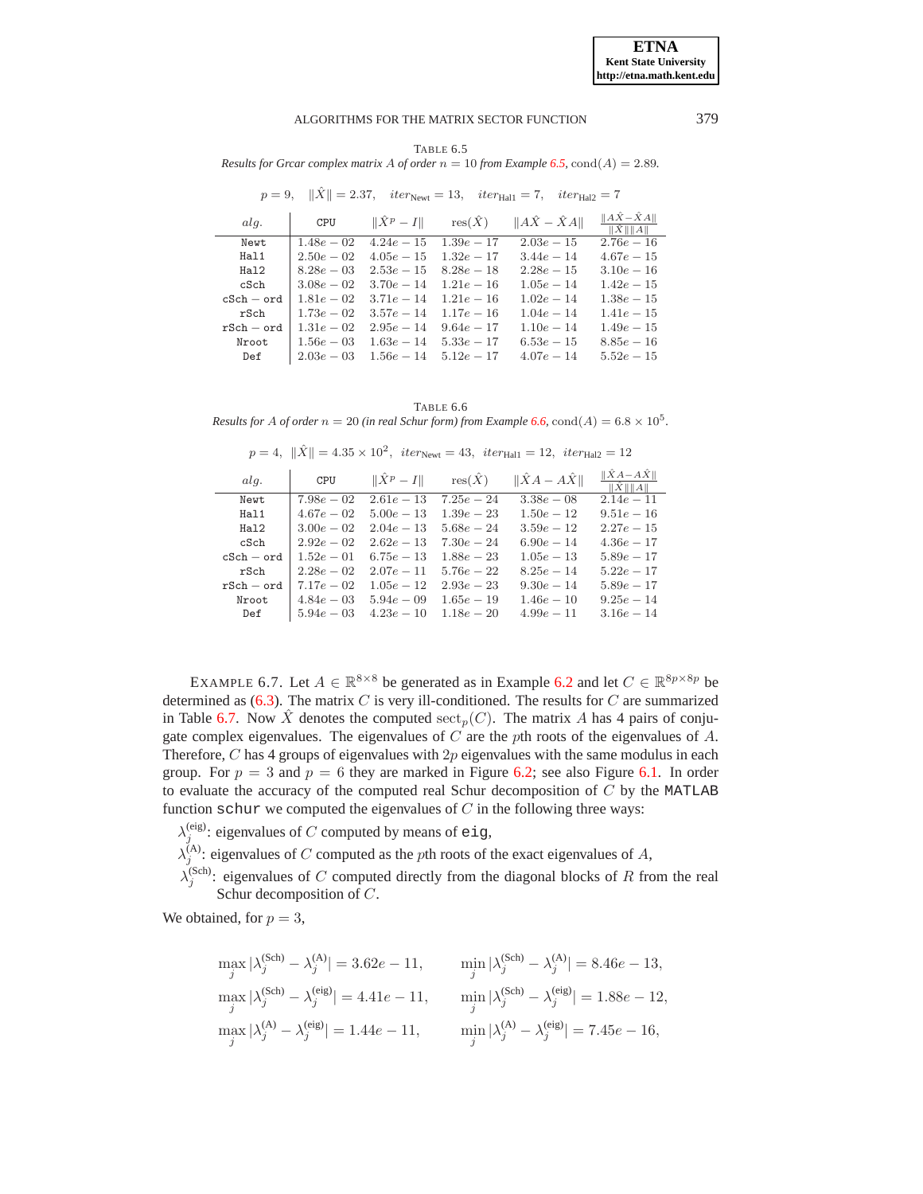TABLE 6.5
*Results for Grcar complex matrix $A$ of order $n = 10$ from Example 6.5*, $\mathrm{cond}(A) = 2.89$.

$p = 9, \quad \|\hat{X}\| = 2.37, \quad iter_{\text{Newt}} = 13, \quad iter_{\text{Hal1}} = 7, \quad iter_{\text{Hal2}} = 7$

| $alg.$ | CPU | $\|\hat{X}^p - I\|$ | $\mathrm{res}(\hat{X})$ | $\|A\hat{X} - \hat{X}A\|$ | $\frac{\|A\hat{X}-\hat{X}A\|}{\|\hat{X}\|\|A\|}$ |
|---|---|---|---|---|---|
| Newt | $1.48e-02$ | $4.24e-15$ | $1.39e-17$ | $2.03e-15$ | $2.76e-16$ |
| Hal1 | $2.50e-02$ | $4.05e-15$ | $1.32e-17$ | $3.44e-14$ | $4.67e-15$ |
| Hal2 | $8.28e-03$ | $2.53e-15$ | $8.28e-18$ | $2.28e-15$ | $3.10e-16$ |
| cSch | $3.08e-02$ | $3.70e-14$ | $1.21e-16$ | $1.05e-14$ | $1.42e-15$ |
| cSch − ord | $1.81e-02$ | $3.71e-14$ | $1.21e-16$ | $1.02e-14$ | $1.38e-15$ |
| rSch | $1.73e-02$ | $3.57e-14$ | $1.17e-16$ | $1.04e-14$ | $1.41e-15$ |
| rSch − ord | $1.31e-02$ | $2.95e-14$ | $9.64e-17$ | $1.10e-14$ | $1.49e-15$ |
| Nroot | $1.56e-03$ | $1.63e-14$ | $5.33e-17$ | $6.53e-15$ | $8.85e-16$ |
| Def | $2.03e-03$ | $1.56e-14$ | $5.12e-17$ | $4.07e-14$ | $5.52e-15$ |

TABLE 6.6
*Results for $A$ of order $n = 20$ (in real Schur form) from Example 6.6*, $\mathrm{cond}(A) = 6.8 \times 10^5$.

$p = 4, \ \|\hat{X}\| = 4.35 \times 10^2, \ iter_{\text{Newt}} = 43, \ iter_{\text{Hal1}} = 12, \ iter_{\text{Hal2}} = 12$

| $alg.$ | CPU | $\|\hat{X}^p - I\|$ | $\mathrm{res}(\hat{X})$ | $\|\hat{X}A - A\hat{X}\|$ | $\frac{\|\hat{X}A-A\hat{X}\|}{\|\hat{X}\|\|A\|}$ |
|---|---|---|---|---|---|
| Newt | $7.98e-02$ | $2.61e-13$ | $7.25e-24$ | $3.38e-08$ | $2.14e-11$ |
| Hal1 | $4.67e-02$ | $5.00e-13$ | $1.39e-23$ | $1.50e-12$ | $9.51e-16$ |
| Hal2 | $3.00e-02$ | $2.04e-13$ | $5.68e-24$ | $3.59e-12$ | $2.27e-15$ |
| cSch | $2.92e-02$ | $2.62e-13$ | $7.30e-24$ | $6.90e-14$ | $4.36e-17$ |
| cSch − ord | $1.52e-01$ | $6.75e-13$ | $1.88e-23$ | $1.05e-13$ | $5.89e-17$ |
| rSch | $2.28e-02$ | $2.07e-11$ | $5.76e-22$ | $8.25e-14$ | $5.22e-17$ |
| rSch − ord | $7.17e-02$ | $1.05e-12$ | $2.93e-23$ | $9.30e-14$ | $5.89e-17$ |
| Nroot | $4.84e-03$ | $5.94e-09$ | $1.65e-19$ | $1.46e-10$ | $9.25e-14$ |
| Def | $5.94e-03$ | $4.23e-10$ | $1.18e-20$ | $4.99e-11$ | $3.16e-14$ |

EXAMPLE 6.7. Let $A \in \mathbb{R}^{8\times 8}$ be generated as in Example 6.2 and let $C \in \mathbb{R}^{8p\times 8p}$ be determined as (6.3). The matrix $C$ is very ill-conditioned. The results for $C$ are summarized in Table 6.7. Now $\hat{X}$ denotes the computed $\mathrm{sect}_p(C)$. The matrix $A$ has 4 pairs of conjugate complex eigenvalues. The eigenvalues of $C$ are the $p$th roots of the eigenvalues of $A$. Therefore, $C$ has 4 groups of eigenvalues with $2p$ eigenvalues with the same modulus in each group. For $p = 3$ and $p = 6$ they are marked in Figure 6.2; see also Figure 6.1. In order to evaluate the accuracy of the computed real Schur decomposition of $C$ by the MATLAB function `schur` we computed the eigenvalues of $C$ in the following three ways:

- $\lambda_j^{(\text{eig})}$: eigenvalues of $C$ computed by means of `eig`,
- $\lambda_j^{(\text{A})}$: eigenvalues of $C$ computed as the $p$th roots of the exact eigenvalues of $A$,
- $\lambda_j^{(\text{Sch})}$: eigenvalues of $C$ computed directly from the diagonal blocks of $R$ from the real Schur decomposition of $C$.

We obtained, for $p = 3$,

$$
\begin{aligned}
\max_j |\lambda_j^{(\text{Sch})} - \lambda_j^{(\text{A})}| &= 3.62e-11, & \min_j |\lambda_j^{(\text{Sch})} - \lambda_j^{(\text{A})}| &= 8.46e-13,\\
\max_j |\lambda_j^{(\text{Sch})} - \lambda_j^{(\text{eig})}| &= 4.41e-11, & \min_j |\lambda_j^{(\text{Sch})} - \lambda_j^{(\text{eig})}| &= 1.88e-12,\\
\max_j |\lambda_j^{(\text{A})} - \lambda_j^{(\text{eig})}| &= 1.44e-11, & \min_j |\lambda_j^{(\text{A})} - \lambda_j^{(\text{eig})}| &= 7.45e-16,
\end{aligned}
$$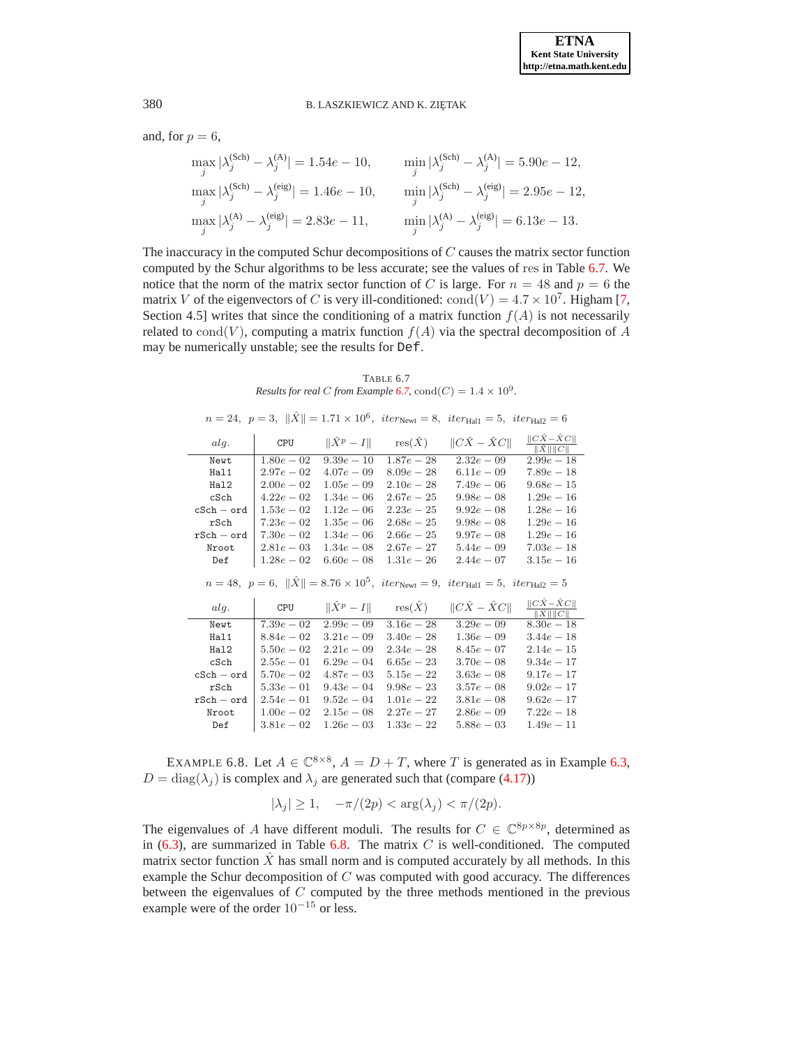and, for $p = 6$,

$$\max_j |\lambda_j^{(\text{Sch})} - \lambda_j^{(\text{A})}| = 1.54e-10, \qquad \min_j |\lambda_j^{(\text{Sch})} - \lambda_j^{(\text{A})}| = 5.90e-12,$$

$$\max_j |\lambda_j^{(\text{Sch})} - \lambda_j^{(\text{eig})}| = 1.46e-10, \qquad \min_j |\lambda_j^{(\text{Sch})} - \lambda_j^{(\text{eig})}| = 2.95e-12,$$

$$\max_j |\lambda_j^{(\text{A})} - \lambda_j^{(\text{eig})}| = 2.83e-11, \qquad \min_j |\lambda_j^{(\text{A})} - \lambda_j^{(\text{eig})}| = 6.13e-13.$$

The inaccuracy in the computed Schur decompositions of $C$ causes the matrix sector function computed by the Schur algorithms to be less accurate; see the values of res in Table 6.7. We notice that the norm of the matrix sector function of $C$ is large. For $n = 48$ and $p = 6$ the matrix $V$ of the eigenvectors of $C$ is very ill-conditioned: $\text{cond}(V) = 4.7 \times 10^7$. Higham [7, Section 4.5] writes that since the conditioning of a matrix function $f(A)$ is not necessarily related to $\text{cond}(V)$, computing a matrix function $f(A)$ via the spectral decomposition of $A$ may be numerically unstable; see the results for Def.

TABLE 6.7
*Results for real $C$ from Example 6.7,* $\text{cond}(C) = 1.4 \times 10^9$.

$n = 24,\ p = 3,\ \|\hat{X}\| = 1.71 \times 10^6,\ iter_{\text{Newt}} = 8,\ iter_{\text{Hal1}} = 5,\ iter_{\text{Hal2}} = 6$

| *alg.* | CPU | $\|\hat{X}^p - I\|$ | $\text{res}(\hat{X})$ | $\|C\hat{X} - \hat{X}C\|$ | $\frac{\|C\hat{X}-\hat{X}C\|}{\|\hat{X}\|\|C\|}$ |
|---|---|---|---|---|---|
| Newt | $1.80e-02$ | $9.39e-10$ | $1.87e-28$ | $2.32e-09$ | $2.99e-18$ |
| Hal1 | $2.97e-02$ | $4.07e-09$ | $8.09e-28$ | $6.11e-09$ | $7.89e-18$ |
| Hal2 | $2.00e-02$ | $1.05e-09$ | $2.10e-28$ | $7.49e-06$ | $9.68e-15$ |
| cSch | $4.22e-02$ | $1.34e-06$ | $2.67e-25$ | $9.98e-08$ | $1.29e-16$ |
| cSch − ord | $1.53e-02$ | $1.12e-06$ | $2.23e-25$ | $9.92e-08$ | $1.28e-16$ |
| rSch | $7.23e-02$ | $1.35e-06$ | $2.68e-25$ | $9.98e-08$ | $1.29e-16$ |
| rSch − ord | $7.30e-02$ | $1.34e-06$ | $2.66e-25$ | $9.97e-08$ | $1.29e-16$ |
| Nroot | $2.81e-03$ | $1.34e-08$ | $2.67e-27$ | $5.44e-09$ | $7.03e-18$ |
| Def | $1.28e-02$ | $6.60e-08$ | $1.31e-26$ | $2.44e-07$ | $3.15e-16$ |

$n = 48,\ p = 6,\ \|\hat{X}\| = 8.76 \times 10^5,\ iter_{\text{Newt}} = 9,\ iter_{\text{Hal1}} = 5,\ iter_{\text{Hal2}} = 5$

| *alg.* | CPU | $\|\hat{X}^p - I\|$ | $\text{res}(\hat{X})$ | $\|C\hat{X} - \hat{X}C\|$ | $\frac{\|C\hat{X}-\hat{X}C\|}{\|\hat{X}\|\|C\|}$ |
|---|---|---|---|---|---|
| Newt | $7.39e-02$ | $2.99e-09$ | $3.16e-28$ | $3.29e-09$ | $8.30e-18$ |
| Hal1 | $8.84e-02$ | $3.21e-09$ | $3.40e-28$ | $1.36e-09$ | $3.44e-18$ |
| Hal2 | $5.50e-02$ | $2.21e-09$ | $2.34e-28$ | $8.45e-07$ | $2.14e-15$ |
| cSch | $2.55e-01$ | $6.29e-04$ | $6.65e-23$ | $3.70e-08$ | $9.34e-17$ |
| cSch − ord | $5.70e-02$ | $4.87e-03$ | $5.15e-22$ | $3.63e-08$ | $9.17e-17$ |
| rSch | $5.33e-01$ | $9.43e-04$ | $9.98e-23$ | $3.57e-08$ | $9.02e-17$ |
| rSch − ord | $2.54e-01$ | $9.52e-04$ | $1.01e-22$ | $3.81e-08$ | $9.62e-17$ |
| Nroot | $1.00e-02$ | $2.15e-08$ | $2.27e-27$ | $2.86e-09$ | $7.22e-18$ |
| Def | $3.81e-02$ | $1.26e-03$ | $1.33e-22$ | $5.88e-03$ | $1.49e-11$ |

EXAMPLE 6.8. Let $A \in \mathbb{C}^{8\times 8}$, $A = D + T$, where $T$ is generated as in Example 6.3, $D = \text{diag}(\lambda_j)$ is complex and $\lambda_j$ are generated such that (compare (4.17))

$$|\lambda_j| \geq 1, \quad -\pi/(2p) < \arg(\lambda_j) < \pi/(2p).$$

The eigenvalues of $A$ have different moduli. The results for $C \in \mathbb{C}^{8p\times 8p}$, determined as in (6.3), are summarized in Table 6.8. The matrix $C$ is well-conditioned. The computed matrix sector function $\hat{X}$ has small norm and is computed accurately by all methods. In this example the Schur decomposition of $C$ was computed with good accuracy. The differences between the eigenvalues of $C$ computed by the three methods mentioned in the previous example were of the order $10^{-15}$ or less.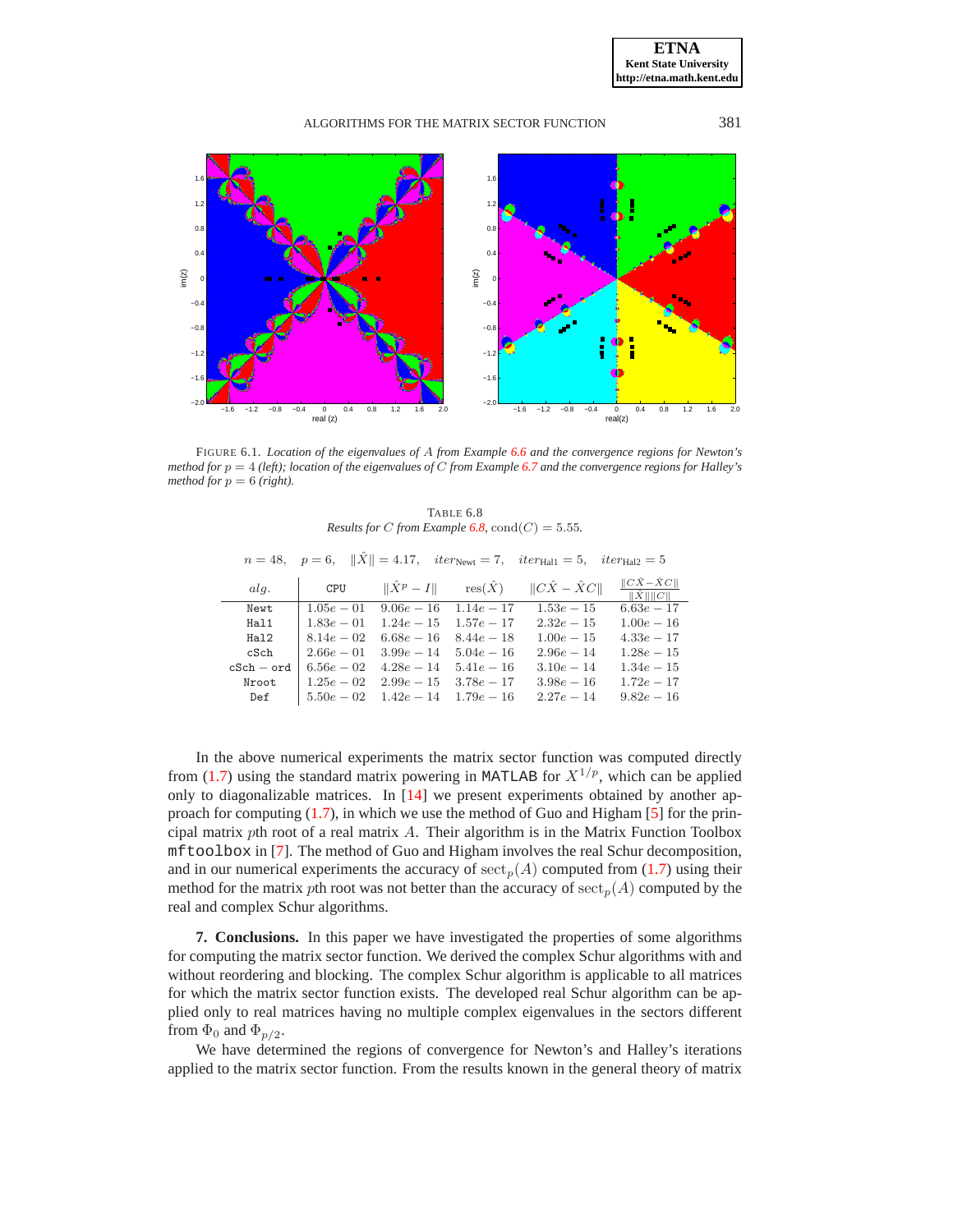FIGURE 6.1. *Location of the eigenvalues of $A$ from Example 6.6 and the convergence regions for Newton's method for $p = 4$ (left); location of the eigenvalues of $C$ from Example 6.7 and the convergence regions for Halley's method for $p = 6$ (right).*

TABLE 6.8
*Results for $C$ from Example 6.8, $\mathrm{cond}(C) = 5.55$.*

$n = 48, \quad p = 6, \quad \|\hat{X}\| = 4.17, \quad iter_{\text{Newt}} = 7, \quad iter_{\text{Hal1}} = 5, \quad iter_{\text{Hal2}} = 5$

| $alg.$ | CPU | $\|\hat{X}^p - I\|$ | $\mathrm{res}(\hat{X})$ | $\|C\hat{X} - \hat{X}C\|$ | $\frac{\|C\hat{X}-\hat{X}C\|}{\|\hat{X}\|\|C\|}$ |
|---|---|---|---|---|---|
| Newt | $1.05e-01$ | $9.06e-16$ | $1.14e-17$ | $1.53e-15$ | $6.63e-17$ |
| Hal1 | $1.83e-01$ | $1.24e-15$ | $1.57e-17$ | $2.32e-15$ | $1.00e-16$ |
| Hal2 | $8.14e-02$ | $6.68e-16$ | $8.44e-18$ | $1.00e-15$ | $4.33e-17$ |
| cSch | $2.66e-01$ | $3.99e-14$ | $5.04e-16$ | $2.96e-14$ | $1.28e-15$ |
| cSch − ord | $6.56e-02$ | $4.28e-14$ | $5.41e-16$ | $3.10e-14$ | $1.34e-15$ |
| Nroot | $1.25e-02$ | $2.99e-15$ | $3.78e-17$ | $3.98e-16$ | $1.72e-17$ |
| Def | $5.50e-02$ | $1.42e-14$ | $1.79e-16$ | $2.27e-14$ | $9.82e-16$ |

In the above numerical experiments the matrix sector function was computed directly from (1.7) using the standard matrix powering in MATLAB for $X^{1/p}$, which can be applied only to diagonalizable matrices. In [14] we present experiments obtained by another approach for computing (1.7), in which we use the method of Guo and Higham [5] for the principal matrix $p$th root of a real matrix $A$. Their algorithm is in the Matrix Function Toolbox `mftoolbox` in [7]. The method of Guo and Higham involves the real Schur decomposition, and in our numerical experiments the accuracy of $\mathrm{sect}_p(A)$ computed from (1.7) using their method for the matrix $p$th root was not better than the accuracy of $\mathrm{sect}_p(A)$ computed by the real and complex Schur algorithms.

**7. Conclusions.** In this paper we have investigated the properties of some algorithms for computing the matrix sector function. We derived the complex Schur algorithms with and without reordering and blocking. The complex Schur algorithm is applicable to all matrices for which the matrix sector function exists. The developed real Schur algorithm can be applied only to real matrices having no multiple complex eigenvalues in the sectors different from $\Phi_0$ and $\Phi_{p/2}$.

We have determined the regions of convergence for Newton's and Halley's iterations applied to the matrix sector function. From the results known in the general theory of matrix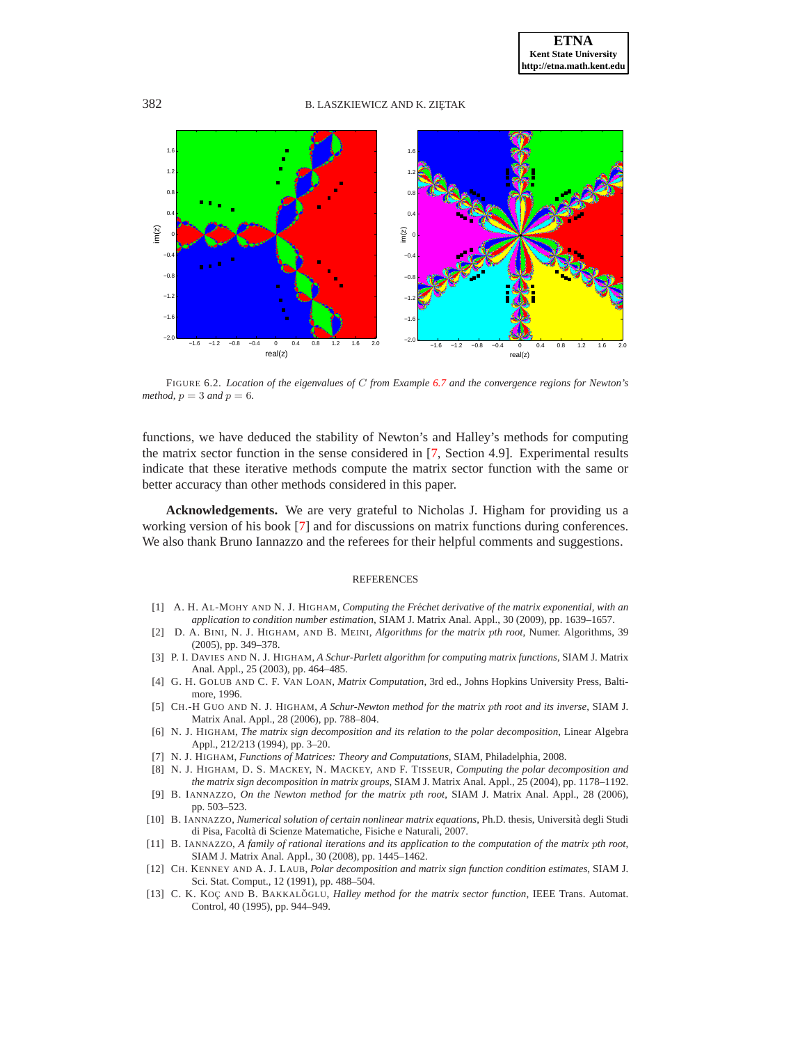FIGURE 6.2. *Location of the eigenvalues of $C$ from Example 6.7 and the convergence regions for Newton's method, $p = 3$ and $p = 6$.*

functions, we have deduced the stability of Newton's and Halley's methods for computing the matrix sector function in the sense considered in [7, Section 4.9]. Experimental results indicate that these iterative methods compute the matrix sector function with the same or better accuracy than other methods considered in this paper.

**Acknowledgements.** We are very grateful to Nicholas J. Higham for providing us a working version of his book [7] and for discussions on matrix functions during conferences. We also thank Bruno Iannazzo and the referees for their helpful comments and suggestions.

## REFERENCES

[1] A. H. AL-MOHY AND N. J. HIGHAM, *Computing the Fréchet derivative of the matrix exponential, with an application to condition number estimation*, SIAM J. Matrix Anal. Appl., 30 (2009), pp. 1639–1657.

[2] D. A. BINI, N. J. HIGHAM, AND B. MEINI, *Algorithms for the matrix pth root*, Numer. Algorithms, 39 (2005), pp. 349–378.

[3] P. I. DAVIES AND N. J. HIGHAM, *A Schur-Parlett algorithm for computing matrix functions*, SIAM J. Matrix Anal. Appl., 25 (2003), pp. 464–485.

[4] G. H. GOLUB AND C. F. VAN LOAN, *Matrix Computation*, 3rd ed., Johns Hopkins University Press, Baltimore, 1996.

[5] CH.-H GUO AND N. J. HIGHAM, *A Schur-Newton method for the matrix pth root and its inverse*, SIAM J. Matrix Anal. Appl., 28 (2006), pp. 788–804.

[6] N. J. HIGHAM, *The matrix sign decomposition and its relation to the polar decomposition*, Linear Algebra Appl., 212/213 (1994), pp. 3–20.

[7] N. J. HIGHAM, *Functions of Matrices: Theory and Computations*, SIAM, Philadelphia, 2008.

[8] N. J. HIGHAM, D. S. MACKEY, N. MACKEY, AND F. TISSEUR, *Computing the polar decomposition and the matrix sign decomposition in matrix groups*, SIAM J. Matrix Anal. Appl., 25 (2004), pp. 1178–1192.

[9] B. IANNAZZO, *On the Newton method for the matrix pth root*, SIAM J. Matrix Anal. Appl., 28 (2006), pp. 503–523.

[10] B. IANNAZZO, *Numerical solution of certain nonlinear matrix equations*, Ph.D. thesis, Università degli Studi di Pisa, Facoltà di Scienze Matematiche, Fisiche e Naturali, 2007.

[11] B. IANNAZZO, *A family of rational iterations and its application to the computation of the matrix pth root*, SIAM J. Matrix Anal. Appl., 30 (2008), pp. 1445–1462.

[12] CH. KENNEY AND A. J. LAUB, *Polar decomposition and matrix sign function condition estimates*, SIAM J. Sci. Stat. Comput., 12 (1991), pp. 488–504.

[13] C. K. KOÇ AND B. BAKKALOĞLU, *Halley method for the matrix sector function*, IEEE Trans. Automat. Control, 40 (1995), pp. 944–949.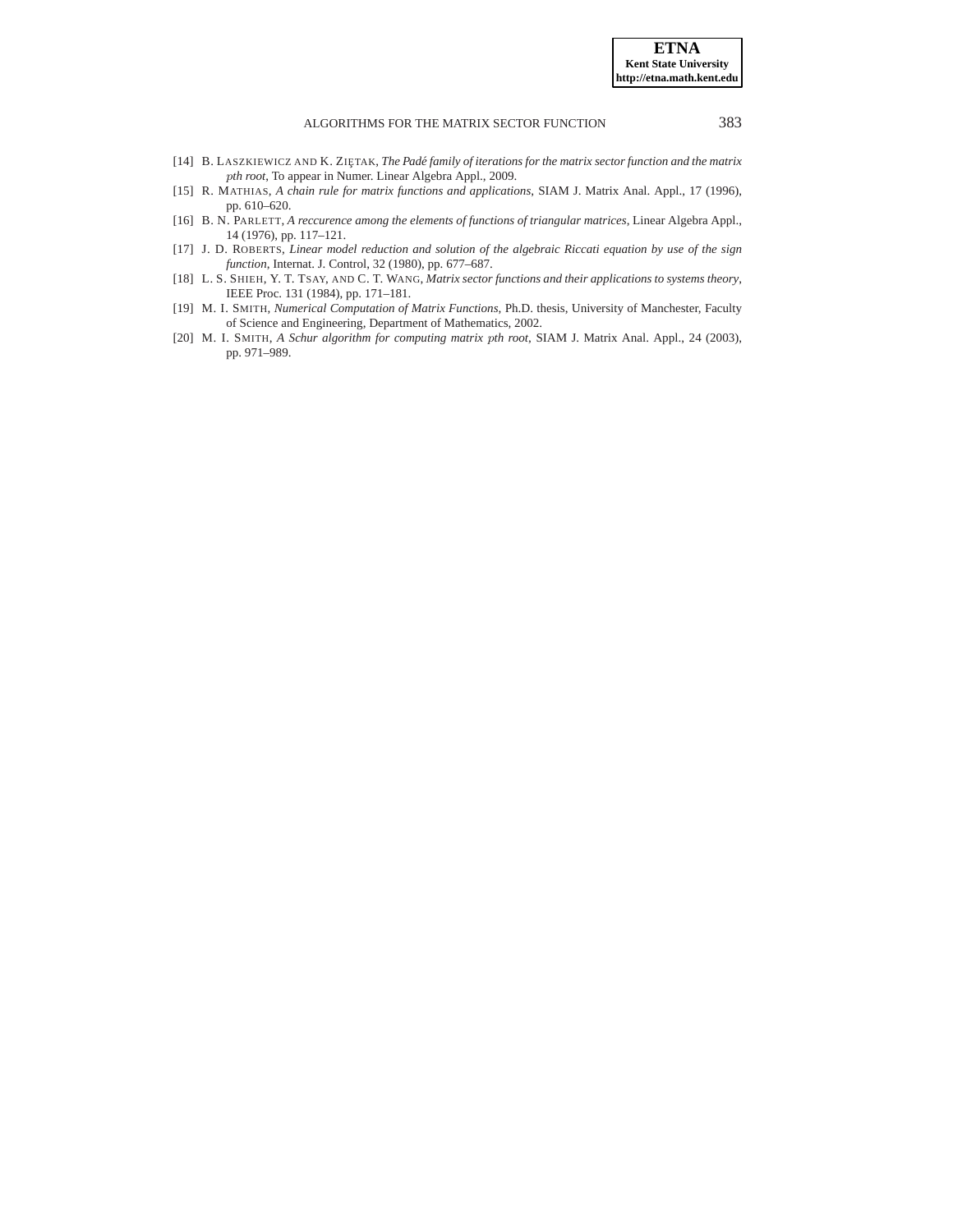[14] B. Laszkiewicz and K. Ziętak, *The Padé family of iterations for the matrix sector function and the matrix pth root*, To appear in Numer. Linear Algebra Appl., 2009.

[15] R. Mathias, *A chain rule for matrix functions and applications*, SIAM J. Matrix Anal. Appl., 17 (1996), pp. 610–620.

[16] B. N. Parlett, *A reccurence among the elements of functions of triangular matrices*, Linear Algebra Appl., 14 (1976), pp. 117–121.

[17] J. D. Roberts, *Linear model reduction and solution of the algebraic Riccati equation by use of the sign function*, Internat. J. Control, 32 (1980), pp. 677–687.

[18] L. S. Shieh, Y. T. Tsay, and C. T. Wang, *Matrix sector functions and their applications to systems theory*, IEEE Proc. 131 (1984), pp. 171–181.

[19] M. I. Smith, *Numerical Computation of Matrix Functions*, Ph.D. thesis, University of Manchester, Faculty of Science and Engineering, Department of Mathematics, 2002.

[20] M. I. Smith, *A Schur algorithm for computing matrix pth root*, SIAM J. Matrix Anal. Appl., 24 (2003), pp. 971–989.